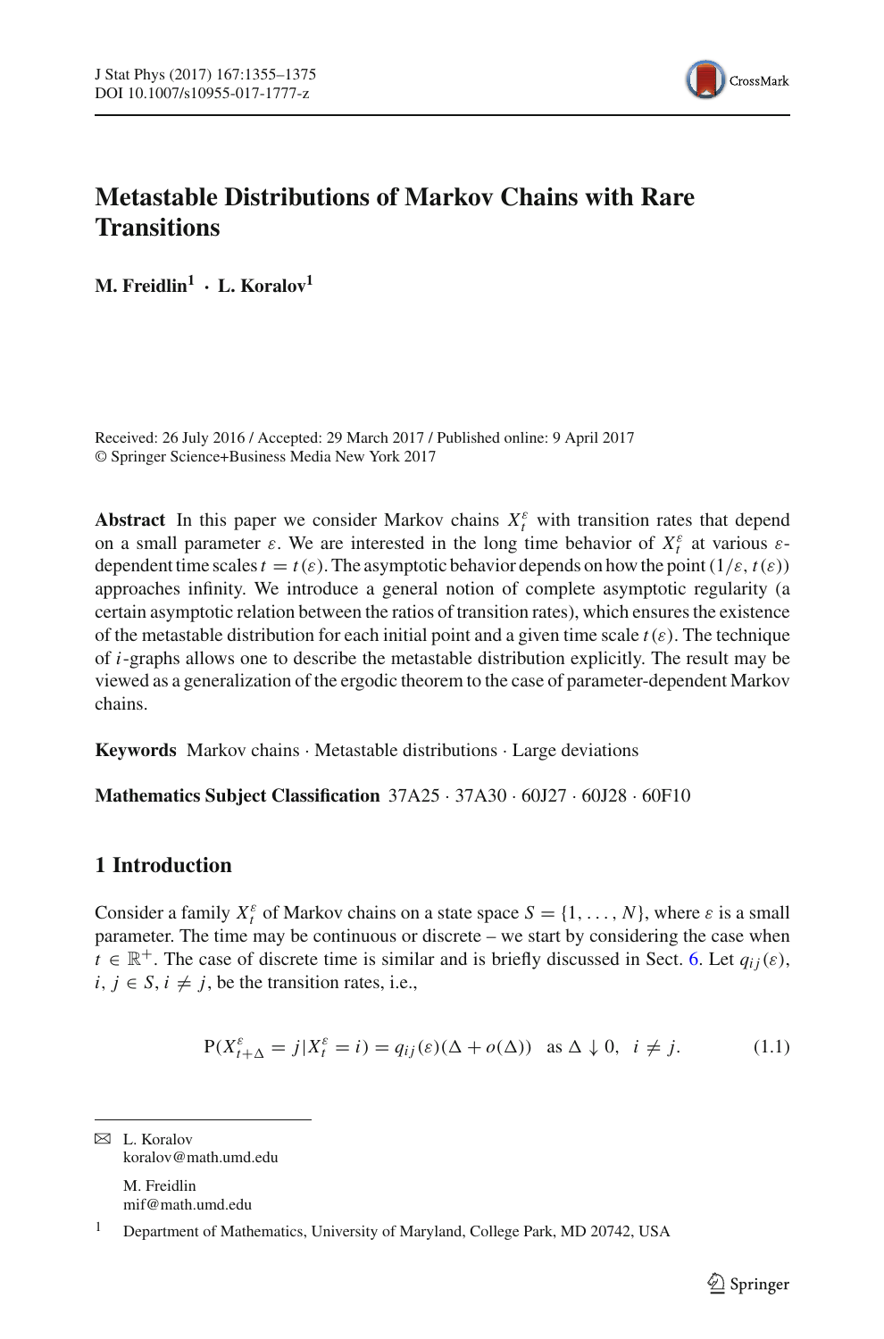# Metastable Distributions of Markov Chains with Rare Transitions

**M. Freidlin[1] · L. Koralov[1]**

Received: 26 July 2016 / Accepted: 29 March 2017 / Published online: 9 April 2017
© Springer Science+Business Media New York 2017

**Abstract** In this paper we consider Markov chains $X_t^\varepsilon$ with transition rates that depend on a small parameter $\varepsilon$. We are interested in the long time behavior of $X_t^\varepsilon$ at various $\varepsilon$-dependent time scales $t = t(\varepsilon)$. The asymptotic behavior depends on how the point $(1/\varepsilon, t(\varepsilon))$ approaches infinity. We introduce a general notion of complete asymptotic regularity (a certain asymptotic relation between the ratios of transition rates), which ensures the existence of the metastable distribution for each initial point and a given time scale $t(\varepsilon)$. The technique of $i$-graphs allows one to describe the metastable distribution explicitly. The result may be viewed as a generalization of the ergodic theorem to the case of parameter-dependent Markov chains.

**Keywords** Markov chains · Metastable distributions · Large deviations

**Mathematics Subject Classification** 37A25 · 37A30 · 60J27 · 60J28 · 60F10

## 1 Introduction

Consider a family $X_t^\varepsilon$ of Markov chains on a state space $S = \{1, \ldots, N\}$, where $\varepsilon$ is a small parameter. The time may be continuous or discrete – we start by considering the case when $t \in \mathbb{R}^+$. The case of discrete time is similar and is briefly discussed in Sect. 6. Let $q_{ij}(\varepsilon)$, $i, j \in S$, $i \neq j$, be the transition rates, i.e.,

$$\mathrm{P}(X_{t+\Delta}^\varepsilon = j | X_t^\varepsilon = i) = q_{ij}(\varepsilon)(\Delta + o(\Delta)) \quad \text{as } \Delta \downarrow 0, \quad i \neq j. \tag{1.1}$$

---

✉ L. Koralov
koralov@math.umd.edu

M. Freidlin
mif@math.umd.edu

[1] Department of Mathematics, University of Maryland, College Park, MD 20742, USA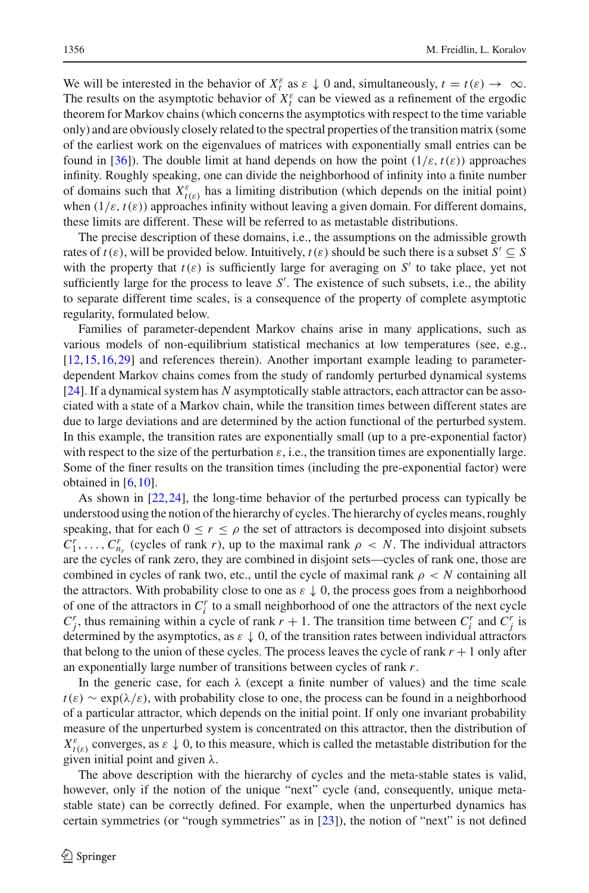We will be interested in the behavior of $X_t^\varepsilon$ as $\varepsilon \downarrow 0$ and, simultaneously, $t = t(\varepsilon) \to \infty$. The results on the asymptotic behavior of $X_t^\varepsilon$ can be viewed as a refinement of the ergodic theorem for Markov chains (which concerns the asymptotics with respect to the time variable only) and are obviously closely related to the spectral properties of the transition matrix (some of the earliest work on the eigenvalues of matrices with exponentially small entries can be found in [36]). The double limit at hand depends on how the point $(1/\varepsilon, t(\varepsilon))$ approaches infinity. Roughly speaking, one can divide the neighborhood of infinity into a finite number of domains such that $X_{t(\varepsilon)}^\varepsilon$ has a limiting distribution (which depends on the initial point) when $(1/\varepsilon, t(\varepsilon))$ approaches infinity without leaving a given domain. For different domains, these limits are different. These will be referred to as metastable distributions.

The precise description of these domains, i.e., the assumptions on the admissible growth rates of $t(\varepsilon)$, will be provided below. Intuitively, $t(\varepsilon)$ should be such there is a subset $S' \subseteq S$ with the property that $t(\varepsilon)$ is sufficiently large for averaging on $S'$ to take place, yet not sufficiently large for the process to leave $S'$. The existence of such subsets, i.e., the ability to separate different time scales, is a consequence of the property of complete asymptotic regularity, formulated below.

Families of parameter-dependent Markov chains arise in many applications, such as various models of non-equilibrium statistical mechanics at low temperatures (see, e.g., [12,15,16,29] and references therein). Another important example leading to parameter-dependent Markov chains comes from the study of randomly perturbed dynamical systems [24]. If a dynamical system has $N$ asymptotically stable attractors, each attractor can be associated with a state of a Markov chain, while the transition times between different states are due to large deviations and are determined by the action functional of the perturbed system. In this example, the transition rates are exponentially small (up to a pre-exponential factor) with respect to the size of the perturbation $\varepsilon$, i.e., the transition times are exponentially large. Some of the finer results on the transition times (including the pre-exponential factor) were obtained in [6,10].

As shown in [22,24], the long-time behavior of the perturbed process can typically be understood using the notion of the hierarchy of cycles. The hierarchy of cycles means, roughly speaking, that for each $0 \leq r \leq \rho$ the set of attractors is decomposed into disjoint subsets $C_1^r, \ldots, C_{n_r}^r$ (cycles of rank $r$), up to the maximal rank $\rho < N$. The individual attractors are the cycles of rank zero, they are combined in disjoint sets—cycles of rank one, those are combined in cycles of rank two, etc., until the cycle of maximal rank $\rho < N$ containing all the attractors. With probability close to one as $\varepsilon \downarrow 0$, the process goes from a neighborhood of one of the attractors in $C_i^r$ to a small neighborhood of one the attractors of the next cycle $C_j^r$, thus remaining within a cycle of rank $r + 1$. The transition time between $C_i^r$ and $C_j^r$ is determined by the asymptotics, as $\varepsilon \downarrow 0$, of the transition rates between individual attractors that belong to the union of these cycles. The process leaves the cycle of rank $r + 1$ only after an exponentially large number of transitions between cycles of rank $r$.

In the generic case, for each $\lambda$ (except a finite number of values) and the time scale $t(\varepsilon) \sim \exp(\lambda/\varepsilon)$, with probability close to one, the process can be found in a neighborhood of a particular attractor, which depends on the initial point. If only one invariant probability measure of the unperturbed system is concentrated on this attractor, then the distribution of $X_{t(\varepsilon)}^\varepsilon$ converges, as $\varepsilon \downarrow 0$, to this measure, which is called the metastable distribution for the given initial point and given $\lambda$.

The above description with the hierarchy of cycles and the meta-stable states is valid, however, only if the notion of the unique "next" cycle (and, consequently, unique meta-stable state) can be correctly defined. For example, when the unperturbed dynamics has certain symmetries (or "rough symmetries" as in [23]), the notion of "next" is not defined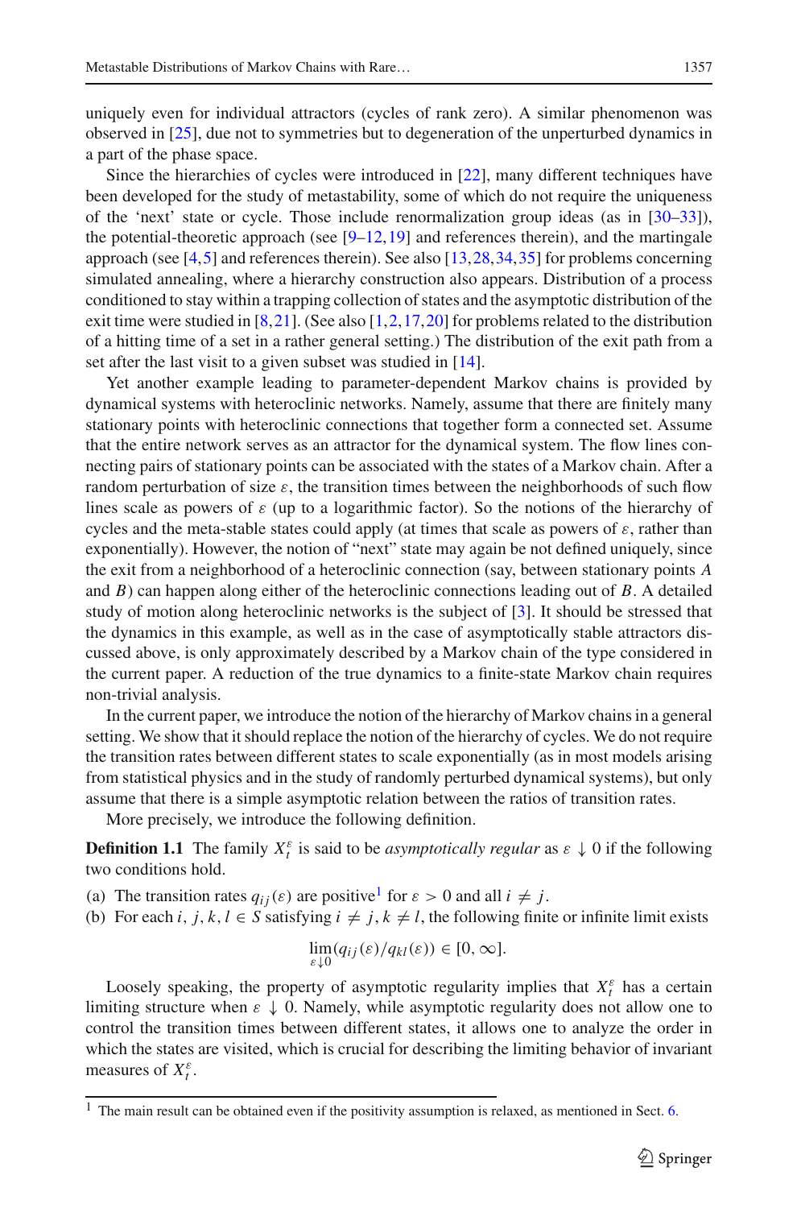uniquely even for individual attractors (cycles of rank zero). A similar phenomenon was observed in [25], due not to symmetries but to degeneration of the unperturbed dynamics in a part of the phase space.

Since the hierarchies of cycles were introduced in [22], many different techniques have been developed for the study of metastability, some of which do not require the uniqueness of the 'next' state or cycle. Those include renormalization group ideas (as in [30–33]), the potential-theoretic approach (see [9–12,19] and references therein), and the martingale approach (see [4,5] and references therein). See also [13,28,34,35] for problems concerning simulated annealing, where a hierarchy construction also appears. Distribution of a process conditioned to stay within a trapping collection of states and the asymptotic distribution of the exit time were studied in [8,21]. (See also [1,2,17,20] for problems related to the distribution of a hitting time of a set in a rather general setting.) The distribution of the exit path from a set after the last visit to a given subset was studied in [14].

Yet another example leading to parameter-dependent Markov chains is provided by dynamical systems with heteroclinic networks. Namely, assume that there are finitely many stationary points with heteroclinic connections that together form a connected set. Assume that the entire network serves as an attractor for the dynamical system. The flow lines connecting pairs of stationary points can be associated with the states of a Markov chain. After a random perturbation of size $\varepsilon$, the transition times between the neighborhoods of such flow lines scale as powers of $\varepsilon$ (up to a logarithmic factor). So the notions of the hierarchy of cycles and the meta-stable states could apply (at times that scale as powers of $\varepsilon$, rather than exponentially). However, the notion of "next" state may again be not defined uniquely, since the exit from a neighborhood of a heteroclinic connection (say, between stationary points $A$ and $B$) can happen along either of the heteroclinic connections leading out of $B$. A detailed study of motion along heteroclinic networks is the subject of [3]. It should be stressed that the dynamics in this example, as well as in the case of asymptotically stable attractors discussed above, is only approximately described by a Markov chain of the type considered in the current paper. A reduction of the true dynamics to a finite-state Markov chain requires non-trivial analysis.

In the current paper, we introduce the notion of the hierarchy of Markov chains in a general setting. We show that it should replace the notion of the hierarchy of cycles. We do not require the transition rates between different states to scale exponentially (as in most models arising from statistical physics and in the study of randomly perturbed dynamical systems), but only assume that there is a simple asymptotic relation between the ratios of transition rates.

More precisely, we introduce the following definition.

**Definition 1.1** The family $X^\varepsilon_t$ is said to be *asymptotically regular* as $\varepsilon \downarrow 0$ if the following two conditions hold.

(a) The transition rates $q_{ij}(\varepsilon)$ are positive[1] for $\varepsilon > 0$ and all $i \neq j$.
(b) For each $i, j, k, l \in S$ satisfying $i \neq j, k \neq l$, the following finite or infinite limit exists

$$\lim_{\varepsilon \downarrow 0} (q_{ij}(\varepsilon)/q_{kl}(\varepsilon)) \in [0, \infty].$$

Loosely speaking, the property of asymptotic regularity implies that $X^\varepsilon_t$ has a certain limiting structure when $\varepsilon \downarrow 0$. Namely, while asymptotic regularity does not allow one to control the transition times between different states, it allows one to analyze the order in which the states are visited, which is crucial for describing the limiting behavior of invariant measures of $X^\varepsilon_t$.

---

[1] The main result can be obtained even if the positivity assumption is relaxed, as mentioned in Sect. 6.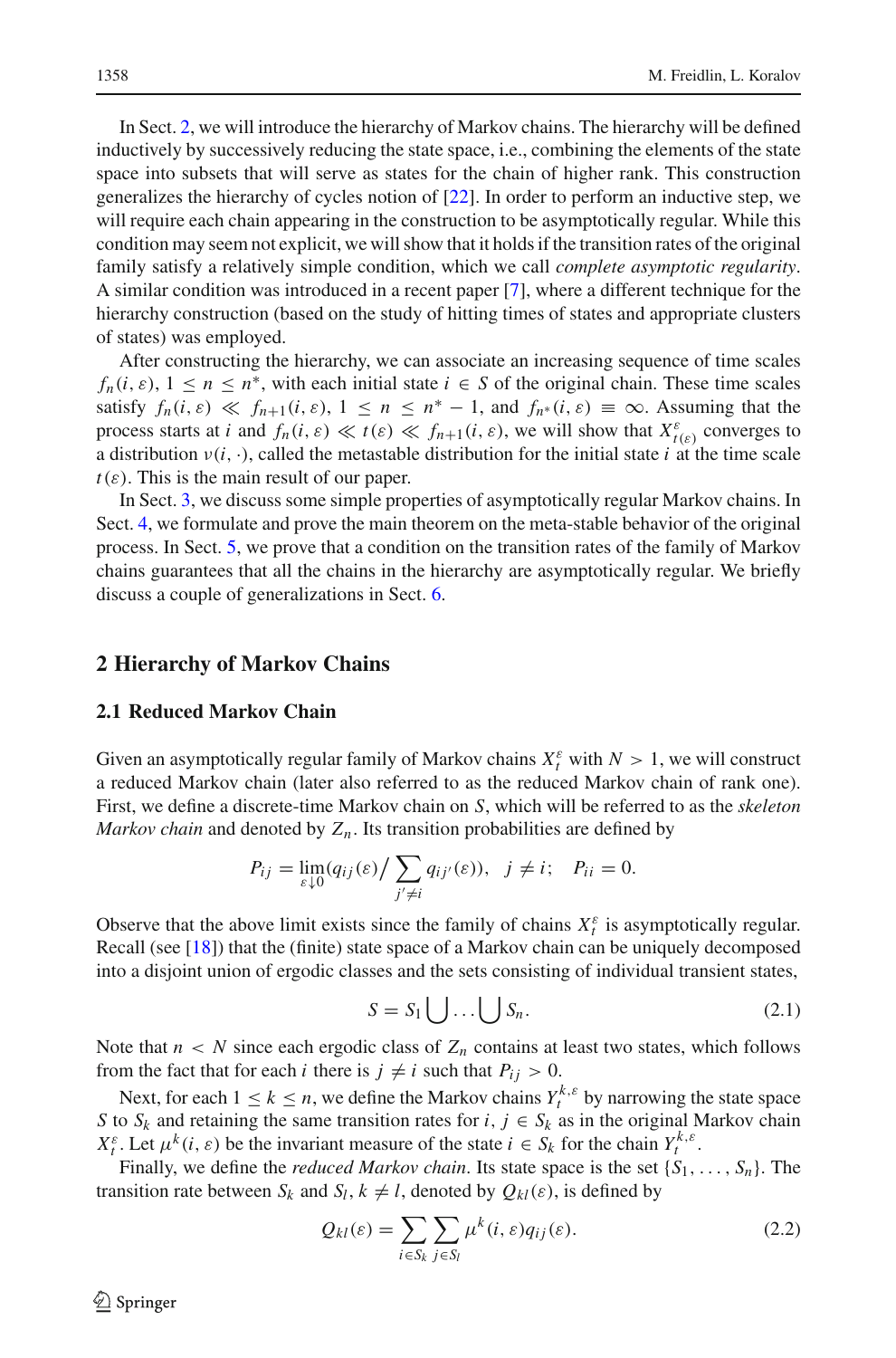In Sect. 2, we will introduce the hierarchy of Markov chains. The hierarchy will be defined inductively by successively reducing the state space, i.e., combining the elements of the state space into subsets that will serve as states for the chain of higher rank. This construction generalizes the hierarchy of cycles notion of [22]. In order to perform an inductive step, we will require each chain appearing in the construction to be asymptotically regular. While this condition may seem not explicit, we will show that it holds if the transition rates of the original family satisfy a relatively simple condition, which we call *complete asymptotic regularity*. A similar condition was introduced in a recent paper [7], where a different technique for the hierarchy construction (based on the study of hitting times of states and appropriate clusters of states) was employed.

After constructing the hierarchy, we can associate an increasing sequence of time scales $f_n(i, \varepsilon)$, $1 \leq n \leq n^*$, with each initial state $i \in S$ of the original chain. These time scales satisfy $f_n(i, \varepsilon) \ll f_{n+1}(i, \varepsilon)$, $1 \leq n \leq n^* - 1$, and $f_{n^*}(i, \varepsilon) \equiv \infty$. Assuming that the process starts at $i$ and $f_n(i, \varepsilon) \ll t(\varepsilon) \ll f_{n+1}(i, \varepsilon)$, we will show that $X^{\varepsilon}_{t(\varepsilon)}$ converges to a distribution $\nu(i, \cdot)$, called the metastable distribution for the initial state $i$ at the time scale $t(\varepsilon)$. This is the main result of our paper.

In Sect. 3, we discuss some simple properties of asymptotically regular Markov chains. In Sect. 4, we formulate and prove the main theorem on the meta-stable behavior of the original process. In Sect. 5, we prove that a condition on the transition rates of the family of Markov chains guarantees that all the chains in the hierarchy are asymptotically regular. We briefly discuss a couple of generalizations in Sect. 6.

## 2 Hierarchy of Markov Chains

### 2.1 Reduced Markov Chain

Given an asymptotically regular family of Markov chains $X^{\varepsilon}_t$ with $N > 1$, we will construct a reduced Markov chain (later also referred to as the reduced Markov chain of rank one). First, we define a discrete-time Markov chain on $S$, which will be referred to as the *skeleton Markov chain* and denoted by $Z_n$. Its transition probabilities are defined by

$$P_{ij} = \lim_{\varepsilon \downarrow 0} (q_{ij}(\varepsilon) \Big/ \sum_{j' \neq i} q_{ij'}(\varepsilon)), \quad j \neq i; \quad P_{ii} = 0.$$

Observe that the above limit exists since the family of chains $X^{\varepsilon}_t$ is asymptotically regular. Recall (see [18]) that the (finite) state space of a Markov chain can be uniquely decomposed into a disjoint union of ergodic classes and the sets consisting of individual transient states,

$$S = S_1 \bigcup \ldots \bigcup S_n. \tag{2.1}$$

Note that $n < N$ since each ergodic class of $Z_n$ contains at least two states, which follows from the fact that for each $i$ there is $j \neq i$ such that $P_{ij} > 0$.

Next, for each $1 \leq k \leq n$, we define the Markov chains $Y^{k,\varepsilon}_t$ by narrowing the state space $S$ to $S_k$ and retaining the same transition rates for $i, j \in S_k$ as in the original Markov chain $X^{\varepsilon}_t$. Let $\mu^k(i, \varepsilon)$ be the invariant measure of the state $i \in S_k$ for the chain $Y^{k,\varepsilon}_t$.

Finally, we define the *reduced Markov chain*. Its state space is the set $\{S_1, \ldots, S_n\}$. The transition rate between $S_k$ and $S_l$, $k \neq l$, denoted by $Q_{kl}(\varepsilon)$, is defined by

$$Q_{kl}(\varepsilon) = \sum_{i \in S_k} \sum_{j \in S_l} \mu^k(i, \varepsilon) q_{ij}(\varepsilon). \tag{2.2}$$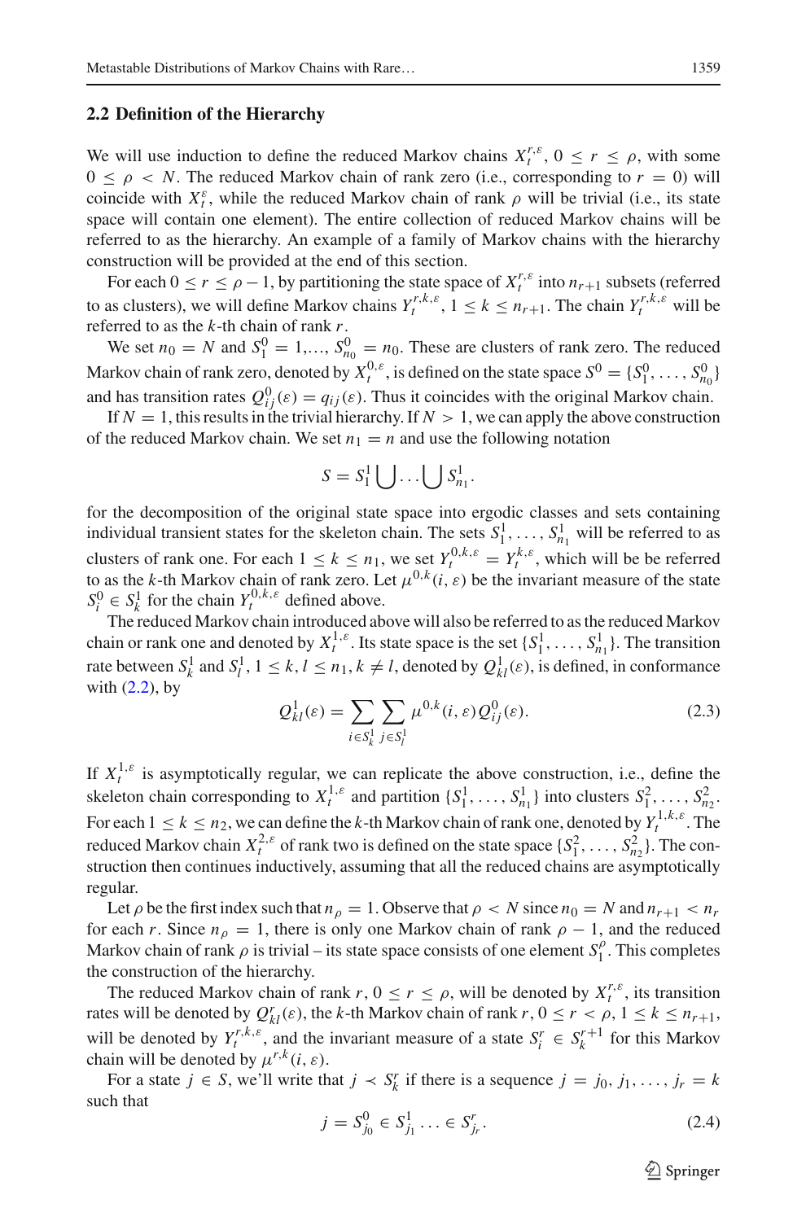### 2.2 Definition of the Hierarchy

We will use induction to define the reduced Markov chains $X_t^{r,\varepsilon}$, $0 \le r \le \rho$, with some $0 \le \rho < N$. The reduced Markov chain of rank zero (i.e., corresponding to $r = 0$) will coincide with $X_t^{\varepsilon}$, while the reduced Markov chain of rank $\rho$ will be trivial (i.e., its state space will contain one element). The entire collection of reduced Markov chains will be referred to as the hierarchy. An example of a family of Markov chains with the hierarchy construction will be provided at the end of this section.

For each $0 \le r \le \rho - 1$, by partitioning the state space of $X_t^{r,\varepsilon}$ into $n_{r+1}$ subsets (referred to as clusters), we will define Markov chains $Y_t^{r,k,\varepsilon}$, $1 \le k \le n_{r+1}$. The chain $Y_t^{r,k,\varepsilon}$ will be referred to as the $k$-th chain of rank $r$.

We set $n_0 = N$ and $S_1^0 = 1, \ldots, S_{n_0}^0 = n_0$. These are clusters of rank zero. The reduced Markov chain of rank zero, denoted by $X_t^{0,\varepsilon}$, is defined on the state space $S^0 = \{S_1^0, \ldots, S_{n_0}^0\}$ and has transition rates $Q_{ij}^0(\varepsilon) = q_{ij}(\varepsilon)$. Thus it coincides with the original Markov chain.

If $N = 1$, this results in the trivial hierarchy. If $N > 1$, we can apply the above construction of the reduced Markov chain. We set $n_1 = n$ and use the following notation

$$S = S_1^1 \bigcup \ldots \bigcup S_{n_1}^1.$$

for the decomposition of the original state space into ergodic classes and sets containing individual transient states for the skeleton chain. The sets $S_1^1, \ldots, S_{n_1}^1$ will be referred to as clusters of rank one. For each $1 \le k \le n_1$, we set $Y_t^{0,k,\varepsilon} = Y_t^{k,\varepsilon}$, which will be be referred to as the $k$-th Markov chain of rank zero. Let $\mu^{0,k}(i, \varepsilon)$ be the invariant measure of the state $S_i^0 \in S_k^1$ for the chain $Y_t^{0,k,\varepsilon}$ defined above.

The reduced Markov chain introduced above will also be referred to as the reduced Markov chain or rank one and denoted by $X_t^{1,\varepsilon}$. Its state space is the set $\{S_1^1, \ldots, S_{n_1}^1\}$. The transition rate between $S_k^1$ and $S_l^1$, $1 \le k, l \le n_1, k \ne l$, denoted by $Q_{kl}^1(\varepsilon)$, is defined, in conformance with (2.2), by

$$Q_{kl}^1(\varepsilon) = \sum_{i \in S_k^1} \sum_{j \in S_l^1} \mu^{0,k}(i, \varepsilon) Q_{ij}^0(\varepsilon). \tag{2.3}$$

If $X_t^{1,\varepsilon}$ is asymptotically regular, we can replicate the above construction, i.e., define the skeleton chain corresponding to $X_t^{1,\varepsilon}$ and partition $\{S_1^1, \ldots, S_{n_1}^1\}$ into clusters $S_1^2, \ldots, S_{n_2}^2$. For each $1 \le k \le n_2$, we can define the $k$-th Markov chain of rank one, denoted by $Y_t^{1,k,\varepsilon}$. The reduced Markov chain $X_t^{2,\varepsilon}$ of rank two is defined on the state space $\{S_1^2, \ldots, S_{n_2}^2\}$. The construction then continues inductively, assuming that all the reduced chains are asymptotically regular.

Let $\rho$ be the first index such that $n_\rho = 1$. Observe that $\rho < N$ since $n_0 = N$ and $n_{r+1} < n_r$ for each $r$. Since $n_\rho = 1$, there is only one Markov chain of rank $\rho - 1$, and the reduced Markov chain of rank $\rho$ is trivial – its state space consists of one element $S_1^\rho$. This completes the construction of the hierarchy.

The reduced Markov chain of rank $r$, $0 \le r \le \rho$, will be denoted by $X_t^{r,\varepsilon}$, its transition rates will be denoted by $Q_{kl}^r(\varepsilon)$, the $k$-th Markov chain of rank $r$, $0 \le r < \rho$, $1 \le k \le n_{r+1}$, will be denoted by $Y_t^{r,k,\varepsilon}$, and the invariant measure of a state $S_i^r \in S_k^{r+1}$ for this Markov chain will be denoted by $\mu^{r,k}(i, \varepsilon)$.

For a state $j \in S$, we'll write that $j \prec S_k^r$ if there is a sequence $j = j_0, j_1, \ldots, j_r = k$ such that

$$j = S_{j_0}^0 \in S_{j_1}^1 \ldots \in S_{j_r}^r. \tag{2.4}$$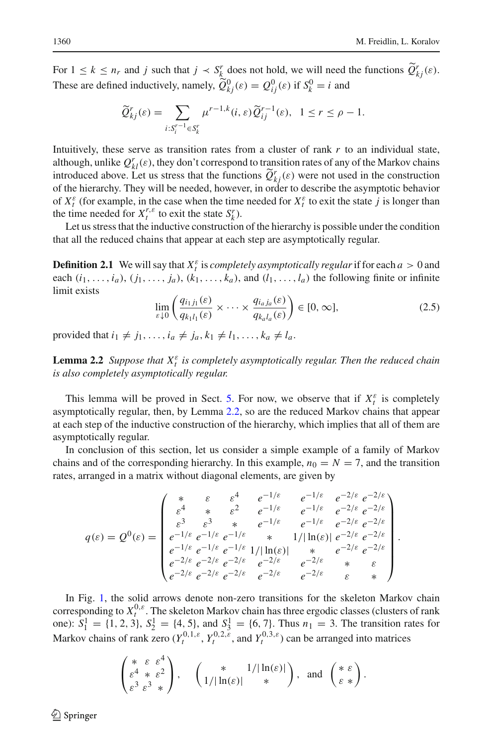For $1 \le k \le n_r$ and $j$ such that $j \prec S^r_k$ does not hold, we will need the functions $\widetilde{Q}^r_{kj}(\varepsilon)$. These are defined inductively, namely, $\widetilde{Q}^0_{kj}(\varepsilon) = Q^0_{ij}(\varepsilon)$ if $S^0_k = i$ and

$$\widetilde{Q}^r_{kj}(\varepsilon) = \sum_{i: S^{r-1}_i \in S^r_k} \mu^{r-1,k}(i, \varepsilon) \widetilde{Q}^{r-1}_{ij}(\varepsilon), \quad 1 \le r \le \rho - 1.$$

Intuitively, these serve as transition rates from a cluster of rank $r$ to an individual state, although, unlike $Q^r_{kl}(\varepsilon)$, they don't correspond to transition rates of any of the Markov chains introduced above. Let us stress that the functions $\widetilde{Q}^r_{kj}(\varepsilon)$ were not used in the construction of the hierarchy. They will be needed, however, in order to describe the asymptotic behavior of $X^\varepsilon_t$ (for example, in the case when the time needed for $X^\varepsilon_t$ to exit the state $j$ is longer than the time needed for $X^{r,\varepsilon}_t$ to exit the state $S^r_k$).

Let us stress that the inductive construction of the hierarchy is possible under the condition that all the reduced chains that appear at each step are asymptotically regular.

**Definition 2.1** We will say that $X^\varepsilon_t$ is *completely asymptotically regular* if for each $a > 0$ and each $(i_1, \ldots, i_a)$, $(j_1, \ldots, j_a)$, $(k_1, \ldots, k_a)$, and $(l_1, \ldots, l_a)$ the following finite or infinite limit exists

$$\lim_{\varepsilon \downarrow 0} \left( \frac{q_{i_1 j_1}(\varepsilon)}{q_{k_1 l_1}(\varepsilon)} \times \cdots \times \frac{q_{i_a j_a}(\varepsilon)}{q_{k_a l_a}(\varepsilon)} \right) \in [0, \infty], \tag{2.5}$$

provided that $i_1 \ne j_1, \ldots, i_a \ne j_a, k_1 \ne l_1, \ldots, k_a \ne l_a$.

**Lemma 2.2** *Suppose that $X^\varepsilon_t$ is completely asymptotically regular. Then the reduced chain is also completely asymptotically regular.*

This lemma will be proved in Sect. 5. For now, we observe that if $X^\varepsilon_t$ is completely asymptotically regular, then, by Lemma 2.2, so are the reduced Markov chains that appear at each step of the inductive construction of the hierarchy, which implies that all of them are asymptotically regular.

In conclusion of this section, let us consider a simple example of a family of Markov chains and of the corresponding hierarchy. In this example, $n_0 = N = 7$, and the transition rates, arranged in a matrix without diagonal elements, are given by

$$q(\varepsilon) = Q^0(\varepsilon) = \begin{pmatrix} * & \varepsilon & \varepsilon^4 & e^{-1/\varepsilon} & e^{-1/\varepsilon} & e^{-2/\varepsilon} & e^{-2/\varepsilon} \\ \varepsilon^4 & * & \varepsilon^2 & e^{-1/\varepsilon} & e^{-1/\varepsilon} & e^{-2/\varepsilon} & e^{-2/\varepsilon} \\ \varepsilon^3 & \varepsilon^3 & * & e^{-1/\varepsilon} & e^{-1/\varepsilon} & e^{-2/\varepsilon} & e^{-2/\varepsilon} \\ e^{-1/\varepsilon} & e^{-1/\varepsilon} & e^{-1/\varepsilon} & * & 1/|\ln(\varepsilon)| & e^{-2/\varepsilon} & e^{-2/\varepsilon} \\ e^{-1/\varepsilon} & e^{-1/\varepsilon} & e^{-1/\varepsilon} & 1/|\ln(\varepsilon)| & * & e^{-2/\varepsilon} & e^{-2/\varepsilon} \\ e^{-2/\varepsilon} & e^{-2/\varepsilon} & e^{-2/\varepsilon} & e^{-2/\varepsilon} & e^{-2/\varepsilon} & * & \varepsilon \\ e^{-2/\varepsilon} & e^{-2/\varepsilon} & e^{-2/\varepsilon} & e^{-2/\varepsilon} & e^{-2/\varepsilon} & \varepsilon & * \end{pmatrix}.$$

In Fig. 1, the solid arrows denote non-zero transitions for the skeleton Markov chain corresponding to $X^{0,\varepsilon}_t$. The skeleton Markov chain has three ergodic classes (clusters of rank one): $S^1_1 = \{1, 2, 3\}$, $S^1_2 = \{4, 5\}$, and $S^1_3 = \{6, 7\}$. Thus $n_1 = 3$. The transition rates for Markov chains of rank zero ($Y^{0,1,\varepsilon}_t$, $Y^{0,2,\varepsilon}_t$, and $Y^{0,3,\varepsilon}_t$) can be arranged into matrices

$$\begin{pmatrix} * & \varepsilon & \varepsilon^4 \\ \varepsilon^4 & * & \varepsilon^2 \\ \varepsilon^3 & \varepsilon^3 & * \end{pmatrix}, \quad \begin{pmatrix} * & 1/|\ln(\varepsilon)| \\ 1/|\ln(\varepsilon)| & * \end{pmatrix}, \text{ and } \begin{pmatrix} * & \varepsilon \\ \varepsilon & * \end{pmatrix}.$$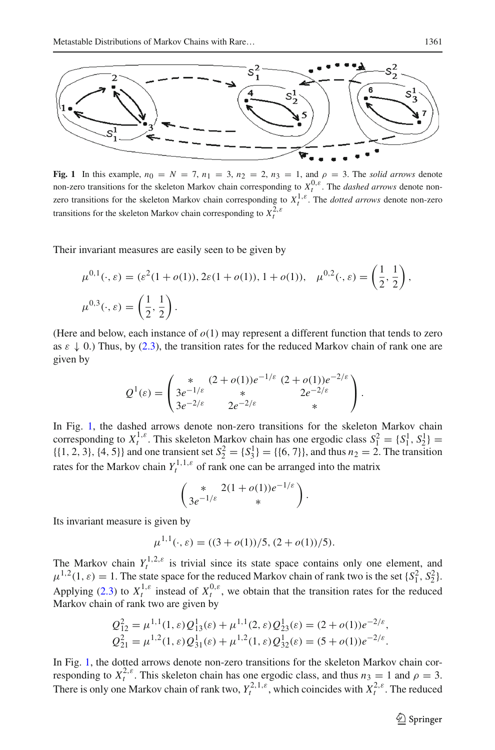**Fig. 1** In this example, $n_0 = N = 7$, $n_1 = 3$, $n_2 = 2$, $n_3 = 1$, and $\rho = 3$. The *solid arrows* denote non-zero transitions for the skeleton Markov chain corresponding to $X_t^{0,\varepsilon}$. The *dashed arrows* denote non-zero transitions for the skeleton Markov chain corresponding to $X_t^{1,\varepsilon}$. The *dotted arrows* denote non-zero transitions for the skeleton Markov chain corresponding to $X_t^{2,\varepsilon}$

Their invariant measures are easily seen to be given by

$$\mu^{0,1}(\cdot,\varepsilon) = (\varepsilon^2(1+o(1)), 2\varepsilon(1+o(1)), 1+o(1)), \quad \mu^{0,2}(\cdot,\varepsilon) = \left(\frac{1}{2}, \frac{1}{2}\right),$$
$$\mu^{0,3}(\cdot,\varepsilon) = \left(\frac{1}{2}, \frac{1}{2}\right).$$

(Here and below, each instance of $o(1)$ may represent a different function that tends to zero as $\varepsilon \downarrow 0$.) Thus, by (2.3), the transition rates for the reduced Markov chain of rank one are given by

$$Q^1(\varepsilon) = \begin{pmatrix} * & (2+o(1))e^{-1/\varepsilon} & (2+o(1))e^{-2/\varepsilon} \\ 3e^{-1/\varepsilon} & * & 2e^{-2/\varepsilon} \\ 3e^{-2/\varepsilon} & 2e^{-2/\varepsilon} & * \end{pmatrix}.$$

In Fig. 1, the dashed arrows denote non-zero transitions for the skeleton Markov chain corresponding to $X_t^{1,\varepsilon}$. This skeleton Markov chain has one ergodic class $S_1^2 = \{S_1^1, S_2^1\} = \{\{1,2,3\},\{4,5\}\}$ and one transient set $S_2^2 = \{S_3^1\} = \{\{6,7\}\}$, and thus $n_2 = 2$. The transition rates for the Markov chain $Y_t^{1,1,\varepsilon}$ of rank one can be arranged into the matrix

$$\begin{pmatrix} * & 2(1+o(1))e^{-1/\varepsilon} \\ 3e^{-1/\varepsilon} & * \end{pmatrix}.$$

Its invariant measure is given by

$$\mu^{1,1}(\cdot,\varepsilon) = ((3+o(1))/5, (2+o(1))/5).$$

The Markov chain $Y_t^{1,2,\varepsilon}$ is trivial since its state space contains only one element, and $\mu^{1,2}(1,\varepsilon) = 1$. The state space for the reduced Markov chain of rank two is the set $\{S_1^2, S_2^2\}$. Applying (2.3) to $X_t^{1,\varepsilon}$ instead of $X_t^{0,\varepsilon}$, we obtain that the transition rates for the reduced Markov chain of rank two are given by

$$Q_{12}^2 = \mu^{1,1}(1,\varepsilon)Q_{13}^1(\varepsilon) + \mu^{1,1}(2,\varepsilon)Q_{23}^1(\varepsilon) = (2+o(1))e^{-2/\varepsilon},$$
$$Q_{21}^2 = \mu^{1,2}(1,\varepsilon)Q_{31}^1(\varepsilon) + \mu^{1,2}(1,\varepsilon)Q_{32}^1(\varepsilon) = (5+o(1))e^{-2/\varepsilon}.$$

In Fig. 1, the dotted arrows denote non-zero transitions for the skeleton Markov chain corresponding to $X_t^{2,\varepsilon}$. This skeleton chain has one ergodic class, and thus $n_3 = 1$ and $\rho = 3$. There is only one Markov chain of rank two, $Y_t^{2,1,\varepsilon}$, which coincides with $X_t^{2,\varepsilon}$. The reduced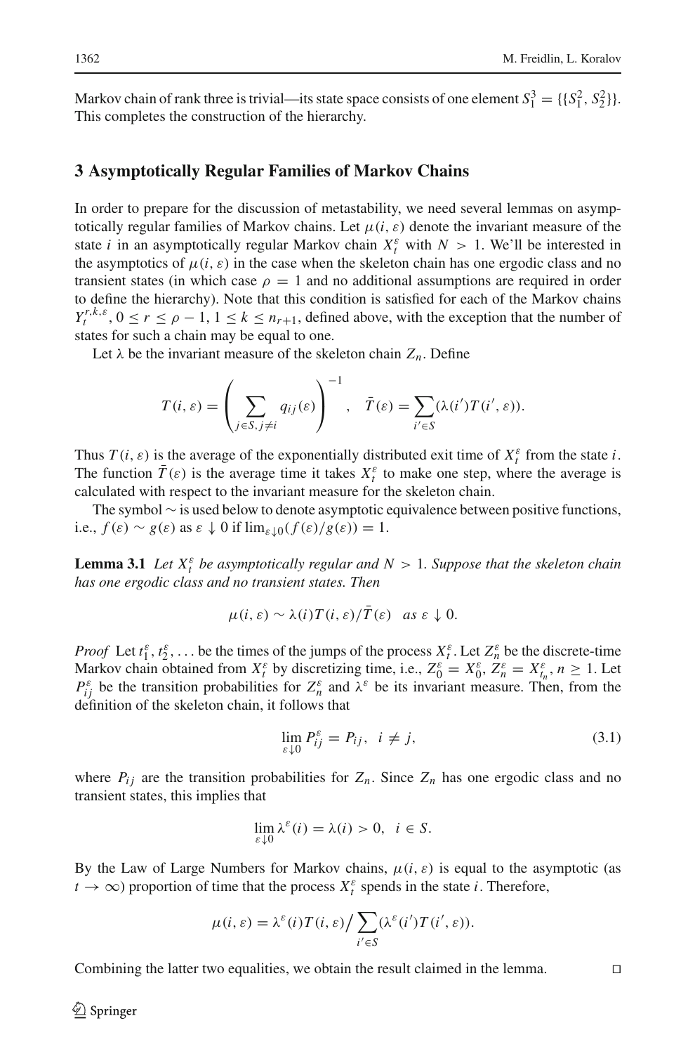Markov chain of rank three is trivial—its state space consists of one element $S^3_1 = \{\{S^2_1, S^2_2\}\}$. This completes the construction of the hierarchy.

## 3 Asymptotically Regular Families of Markov Chains

In order to prepare for the discussion of metastability, we need several lemmas on asymptotically regular families of Markov chains. Let $\mu(i, \varepsilon)$ denote the invariant measure of the state $i$ in an asymptotically regular Markov chain $X^\varepsilon_t$ with $N > 1$. We'll be interested in the asymptotics of $\mu(i, \varepsilon)$ in the case when the skeleton chain has one ergodic class and no transient states (in which case $\rho = 1$ and no additional assumptions are required in order to define the hierarchy). Note that this condition is satisfied for each of the Markov chains $Y^{r,k,\varepsilon}_t$, $0 \le r \le \rho - 1$, $1 \le k \le n_{r+1}$, defined above, with the exception that the number of states for such a chain may be equal to one.

Let $\lambda$ be the invariant measure of the skeleton chain $Z_n$. Define

$$T(i, \varepsilon) = \left( \sum_{j \in S, j \ne i} q_{ij}(\varepsilon) \right)^{-1}, \quad \bar{T}(\varepsilon) = \sum_{i' \in S} (\lambda(i') T(i', \varepsilon)).$$

Thus $T(i, \varepsilon)$ is the average of the exponentially distributed exit time of $X^\varepsilon_t$ from the state $i$. The function $\bar{T}(\varepsilon)$ is the average time it takes $X^\varepsilon_t$ to make one step, where the average is calculated with respect to the invariant measure for the skeleton chain.

The symbol $\sim$ is used below to denote asymptotic equivalence between positive functions, i.e., $f(\varepsilon) \sim g(\varepsilon)$ as $\varepsilon \downarrow 0$ if $\lim_{\varepsilon \downarrow 0}(f(\varepsilon)/g(\varepsilon)) = 1$.

**Lemma 3.1** *Let $X^\varepsilon_t$ be asymptotically regular and $N > 1$. Suppose that the skeleton chain has one ergodic class and no transient states. Then*

$$\mu(i, \varepsilon) \sim \lambda(i) T(i, \varepsilon)/\bar{T}(\varepsilon) \quad \text{as } \varepsilon \downarrow 0.$$

*Proof* Let $t^\varepsilon_1, t^\varepsilon_2, \ldots$ be the times of the jumps of the process $X^\varepsilon_t$. Let $Z^\varepsilon_n$ be the discrete-time Markov chain obtained from $X^\varepsilon_t$ by discretizing time, i.e., $Z^\varepsilon_0 = X^\varepsilon_0$, $Z^\varepsilon_n = X^\varepsilon_{t_n}$, $n \ge 1$. Let $P^\varepsilon_{ij}$ be the transition probabilities for $Z^\varepsilon_n$ and $\lambda^\varepsilon$ be its invariant measure. Then, from the definition of the skeleton chain, it follows that

$$\lim_{\varepsilon \downarrow 0} P^\varepsilon_{ij} = P_{ij}, \quad i \ne j, \tag{3.1}$$

where $P_{ij}$ are the transition probabilities for $Z_n$. Since $Z_n$ has one ergodic class and no transient states, this implies that

$$\lim_{\varepsilon \downarrow 0} \lambda^\varepsilon(i) = \lambda(i) > 0, \quad i \in S.$$

By the Law of Large Numbers for Markov chains, $\mu(i, \varepsilon)$ is equal to the asymptotic (as $t \to \infty$) proportion of time that the process $X^\varepsilon_t$ spends in the state $i$. Therefore,

$$\mu(i, \varepsilon) = \lambda^\varepsilon(i) T(i, \varepsilon) \Big/ \sum_{i' \in S} (\lambda^\varepsilon(i') T(i', \varepsilon)).$$

Combining the latter two equalities, we obtain the result claimed in the lemma. $\square$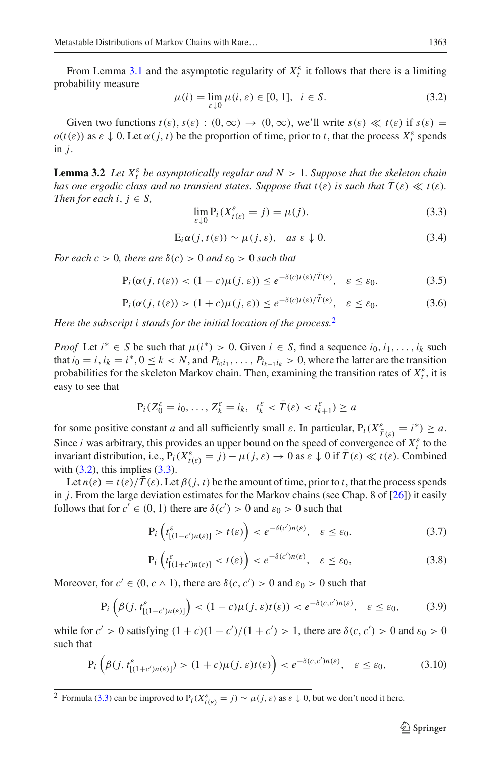From Lemma 3.1 and the asymptotic regularity of $X_t^\varepsilon$ it follows that there is a limiting probability measure

$$\mu(i) = \lim_{\varepsilon \downarrow 0} \mu(i, \varepsilon) \in [0, 1], \quad i \in S. \tag{3.2}$$

Given two functions $t(\varepsilon), s(\varepsilon) : (0, \infty) \to (0, \infty)$, we'll write $s(\varepsilon) \ll t(\varepsilon)$ if $s(\varepsilon) = o(t(\varepsilon))$ as $\varepsilon \downarrow 0$. Let $\alpha(j, t)$ be the proportion of time, prior to $t$, that the process $X_t^\varepsilon$ spends in $j$.

**Lemma 3.2** *Let $X_t^\varepsilon$ be asymptotically regular and $N > 1$. Suppose that the skeleton chain has one ergodic class and no transient states. Suppose that $t(\varepsilon)$ is such that $\bar{T}(\varepsilon) \ll t(\varepsilon)$. Then for each $i, j \in S$,*

$$\lim_{\varepsilon \downarrow 0} \mathrm{P}_i(X_{t(\varepsilon)}^\varepsilon = j) = \mu(j). \tag{3.3}$$

$$\mathrm{E}_i \alpha(j, t(\varepsilon)) \sim \mu(j, \varepsilon), \quad \textit{as } \varepsilon \downarrow 0. \tag{3.4}$$

*For each $c > 0$, there are $\delta(c) > 0$ and $\varepsilon_0 > 0$ such that*

$$\mathrm{P}_i(\alpha(j, t(\varepsilon)) < (1 - c)\mu(j, \varepsilon)) \le e^{-\delta(c)t(\varepsilon)/\bar{T}(\varepsilon)}, \quad \varepsilon \le \varepsilon_0. \tag{3.5}$$

$$\mathrm{P}_i(\alpha(j, t(\varepsilon)) > (1 + c)\mu(j, \varepsilon)) \le e^{-\delta(c)t(\varepsilon)/\bar{T}(\varepsilon)}, \quad \varepsilon \le \varepsilon_0. \tag{3.6}$$

*Here the subscript $i$ stands for the initial location of the process.*[2]

*Proof* Let $i^* \in S$ be such that $\mu(i^*) > 0$. Given $i \in S$, find a sequence $i_0, i_1, \ldots, i_k$ such that $i_0 = i, i_k = i^*, 0 \le k < N$, and $P_{i_0 i_1}, \ldots, P_{i_{k-1} i_k} > 0$, where the latter are the transition probabilities for the skeleton Markov chain. Then, examining the transition rates of $X_t^\varepsilon$, it is easy to see that

$$\mathrm{P}_i(Z_0^\varepsilon = i_0, \ldots, Z_k^\varepsilon = i_k, \;\; t_k^\varepsilon < \bar{T}(\varepsilon) < t_{k+1}^\varepsilon) \ge a$$

for some positive constant $a$ and all sufficiently small $\varepsilon$. In particular, $\mathrm{P}_i(X_{\bar{T}(\varepsilon)}^\varepsilon = i^*) \ge a$. Since $i$ was arbitrary, this provides an upper bound on the speed of convergence of $X_t^\varepsilon$ to the invariant distribution, i.e., $\mathrm{P}_i(X_{t(\varepsilon)}^\varepsilon = j) - \mu(j, \varepsilon) \to 0$ as $\varepsilon \downarrow 0$ if $\bar{T}(\varepsilon) \ll t(\varepsilon)$. Combined with (3.2), this implies (3.3).

Let $n(\varepsilon) = t(\varepsilon)/\bar{T}(\varepsilon)$. Let $\beta(j, t)$ be the amount of time, prior to $t$, that the process spends in $j$. From the large deviation estimates for the Markov chains (see Chap. 8 of [26]) it easily follows that for $c' \in (0, 1)$ there are $\delta(c') > 0$ and $\varepsilon_0 > 0$ such that

$$\mathrm{P}_i\left(t_{[(1-c')n(\varepsilon)]}^\varepsilon > t(\varepsilon)\right) < e^{-\delta(c')n(\varepsilon)}, \quad \varepsilon \le \varepsilon_0. \tag{3.7}$$

$$\mathrm{P}_i\left(t_{[(1+c')n(\varepsilon)]}^\varepsilon < t(\varepsilon)\right) < e^{-\delta(c')n(\varepsilon)}, \quad \varepsilon \le \varepsilon_0, \tag{3.8}$$

Moreover, for $c' \in (0, c \wedge 1)$, there are $\delta(c, c') > 0$ and $\varepsilon_0 > 0$ such that

$$\mathrm{P}_i\left(\beta(j, t_{[(1-c')n(\varepsilon)]}^\varepsilon\right) < (1 - c)\mu(j, \varepsilon)t(\varepsilon)) < e^{-\delta(c,c')n(\varepsilon)}, \quad \varepsilon \le \varepsilon_0, \tag{3.9}$$

while for $c' > 0$ satisfying $(1 + c)(1 - c')/(1 + c') > 1$, there are $\delta(c, c') > 0$ and $\varepsilon_0 > 0$ such that

$$\mathrm{P}_i\left(\beta(j, t_{[(1+c')n(\varepsilon)]}^\varepsilon) > (1 + c)\mu(j, \varepsilon)t(\varepsilon)\right) < e^{-\delta(c,c')n(\varepsilon)}, \quad \varepsilon \le \varepsilon_0, \tag{3.10}$$

[2] Formula (3.3) can be improved to $\mathrm{P}_i(X_{t(\varepsilon)}^\varepsilon = j) \sim \mu(j, \varepsilon)$ as $\varepsilon \downarrow 0$, but we don't need it here.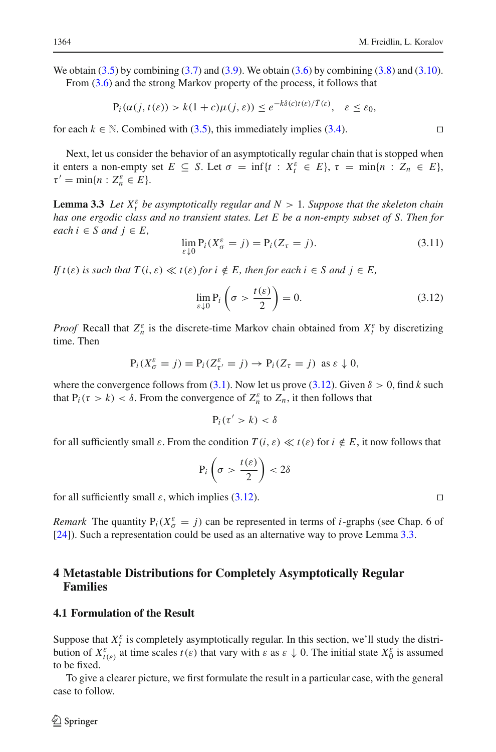We obtain (3.5) by combining (3.7) and (3.9). We obtain (3.6) by combining (3.8) and (3.10).

From (3.6) and the strong Markov property of the process, it follows that

$$\mathrm{P}_i(\alpha(j, t(\varepsilon)) > k(1+c)\mu(j,\varepsilon)) \leq e^{-k\delta(c)t(\varepsilon)/\bar{T}(\varepsilon)}, \quad \varepsilon \leq \varepsilon_0,$$

for each $k \in \mathbb{N}$. Combined with (3.5), this immediately implies (3.4). □

Next, let us consider the behavior of an asymptotically regular chain that is stopped when it enters a non-empty set $E \subseteq S$. Let $\sigma = \inf\{t : X_t^\varepsilon \in E\}$, $\tau = \min\{n : Z_n \in E\}$, $\tau' = \min\{n : Z_n^\varepsilon \in E\}$.

**Lemma 3.3** *Let $X_t^\varepsilon$ be asymptotically regular and $N > 1$. Suppose that the skeleton chain has one ergodic class and no transient states. Let $E$ be a non-empty subset of $S$. Then for each $i \in S$ and $j \in E$,*

$$\lim_{\varepsilon \downarrow 0} \mathrm{P}_i(X_\sigma^\varepsilon = j) = \mathrm{P}_i(Z_\tau = j). \tag{3.11}$$

*If $t(\varepsilon)$ is such that $T(i, \varepsilon) \ll t(\varepsilon)$ for $i \notin E$, then for each $i \in S$ and $j \in E$,*

$$\lim_{\varepsilon \downarrow 0} \mathrm{P}_i\left(\sigma > \frac{t(\varepsilon)}{2}\right) = 0. \tag{3.12}$$

*Proof* Recall that $Z_n^\varepsilon$ is the discrete-time Markov chain obtained from $X_t^\varepsilon$ by discretizing time. Then

$$\mathrm{P}_i(X_\sigma^\varepsilon = j) = \mathrm{P}_i(Z_{\tau'}^\varepsilon = j) \to \mathrm{P}_i(Z_\tau = j) \;\; \text{as } \varepsilon \downarrow 0,$$

where the convergence follows from (3.1). Now let us prove (3.12). Given $\delta > 0$, find $k$ such that $\mathrm{P}_i(\tau > k) < \delta$. From the convergence of $Z_n^\varepsilon$ to $Z_n$, it then follows that

$$\mathrm{P}_i(\tau' > k) < \delta$$

for all sufficiently small $\varepsilon$. From the condition $T(i, \varepsilon) \ll t(\varepsilon)$ for $i \notin E$, it now follows that

$$\mathrm{P}_i\left(\sigma > \frac{t(\varepsilon)}{2}\right) < 2\delta$$

for all sufficiently small $\varepsilon$, which implies (3.12). □

*Remark* The quantity $\mathrm{P}_i(X_\sigma^\varepsilon = j)$ can be represented in terms of $i$-graphs (see Chap. 6 of [24]). Such a representation could be used as an alternative way to prove Lemma 3.3.

## 4 Metastable Distributions for Completely Asymptotically Regular Families

### 4.1 Formulation of the Result

Suppose that $X_t^\varepsilon$ is completely asymptotically regular. In this section, we'll study the distribution of $X_{t(\varepsilon)}^\varepsilon$ at time scales $t(\varepsilon)$ that vary with $\varepsilon$ as $\varepsilon \downarrow 0$. The initial state $X_0^\varepsilon$ is assumed to be fixed.

To give a clearer picture, we first formulate the result in a particular case, with the general case to follow.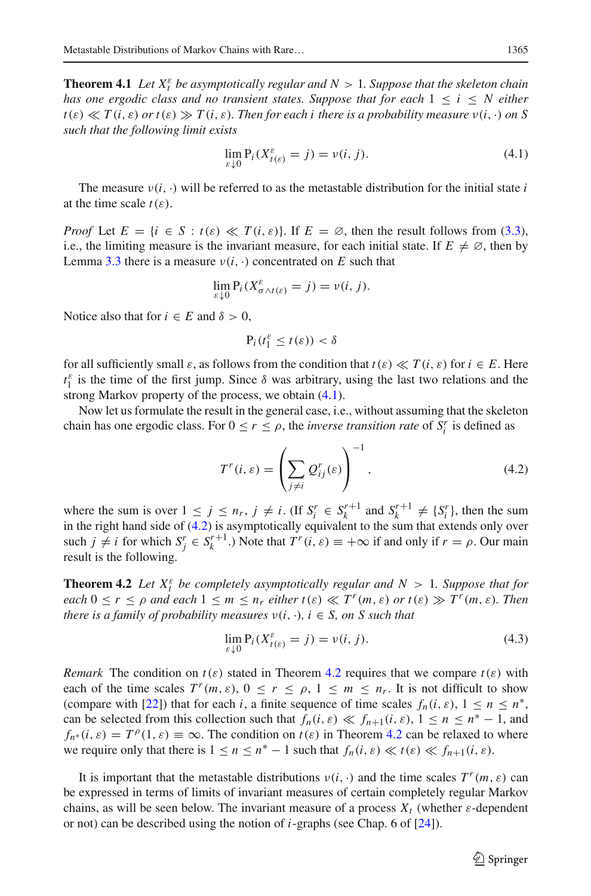**Theorem 4.1** *Let $X_t^\varepsilon$ be asymptotically regular and $N > 1$. Suppose that the skeleton chain has one ergodic class and no transient states. Suppose that for each $1 \le i \le N$ either $t(\varepsilon) \ll T(i,\varepsilon)$ or $t(\varepsilon) \gg T(i,\varepsilon)$. Then for each $i$ there is a probability measure $\nu(i,\cdot)$ on $S$ such that the following limit exists*

$$\lim_{\varepsilon\downarrow 0} \mathrm{P}_i(X^\varepsilon_{t(\varepsilon)} = j) = \nu(i,j). \tag{4.1}$$

The measure $\nu(i,\cdot)$ will be referred to as the metastable distribution for the initial state $i$ at the time scale $t(\varepsilon)$.

*Proof* Let $E = \{i \in S : t(\varepsilon) \ll T(i,\varepsilon)\}$. If $E = \varnothing$, then the result follows from (3.3), i.e., the limiting measure is the invariant measure, for each initial state. If $E \neq \varnothing$, then by Lemma 3.3 there is a measure $\nu(i,\cdot)$ concentrated on $E$ such that

$$\lim_{\varepsilon\downarrow 0} \mathrm{P}_i(X^\varepsilon_{\sigma\wedge t(\varepsilon)} = j) = \nu(i,j).$$

Notice also that for $i \in E$ and $\delta > 0$,

$$\mathrm{P}_i(t_1^\varepsilon \le t(\varepsilon)) < \delta$$

for all sufficiently small $\varepsilon$, as follows from the condition that $t(\varepsilon) \ll T(i,\varepsilon)$ for $i \in E$. Here $t_1^\varepsilon$ is the time of the first jump. Since $\delta$ was arbitrary, using the last two relations and the strong Markov property of the process, we obtain (4.1).

Now let us formulate the result in the general case, i.e., without assuming that the skeleton chain has one ergodic class. For $0 \le r \le \rho$, the *inverse transition rate* of $S_i^r$ is defined as

$$T^r(i,\varepsilon) = \left(\sum_{j\neq i} Q^r_{ij}(\varepsilon)\right)^{-1}, \tag{4.2}$$

where the sum is over $1 \le j \le n_r$, $j \neq i$. (If $S_i^r \in S_k^{r+1}$ and $S_k^{r+1} \neq \{S_i^r\}$, then the sum in the right hand side of (4.2) is asymptotically equivalent to the sum that extends only over such $j \neq i$ for which $S_j^r \in S_k^{r+1}$.) Note that $T^r(i,\varepsilon) \equiv +\infty$ if and only if $r = \rho$. Our main result is the following.

**Theorem 4.2** *Let $X_t^\varepsilon$ be completely asymptotically regular and $N > 1$. Suppose that for each $0 \le r \le \rho$ and each $1 \le m \le n_r$ either $t(\varepsilon) \ll T^r(m,\varepsilon)$ or $t(\varepsilon) \gg T^r(m,\varepsilon)$. Then there is a family of probability measures $\nu(i,\cdot)$, $i \in S$, on $S$ such that*

$$\lim_{\varepsilon\downarrow 0} \mathrm{P}_i(X^\varepsilon_{t(\varepsilon)} = j) = \nu(i,j). \tag{4.3}$$

*Remark* The condition on $t(\varepsilon)$ stated in Theorem 4.2 requires that we compare $t(\varepsilon)$ with each of the time scales $T^r(m,\varepsilon)$, $0 \le r \le \rho$, $1 \le m \le n_r$. It is not difficult to show (compare with [22]) that for each $i$, a finite sequence of time scales $f_n(i,\varepsilon)$, $1 \le n \le n^*$, can be selected from this collection such that $f_n(i,\varepsilon) \ll f_{n+1}(i,\varepsilon)$, $1 \le n \le n^* - 1$, and $f_{n^*}(i,\varepsilon) = T^\rho(1,\varepsilon) \equiv \infty$. The condition on $t(\varepsilon)$ in Theorem 4.2 can be relaxed to where we require only that there is $1 \le n \le n^* - 1$ such that $f_n(i,\varepsilon) \ll t(\varepsilon) \ll f_{n+1}(i,\varepsilon)$.

It is important that the metastable distributions $\nu(i,\cdot)$ and the time scales $T^r(m,\varepsilon)$ can be expressed in terms of limits of invariant measures of certain completely regular Markov chains, as will be seen below. The invariant measure of a process $X_t$ (whether $\varepsilon$-dependent or not) can be described using the notion of $i$-graphs (see Chap. 6 of [24]).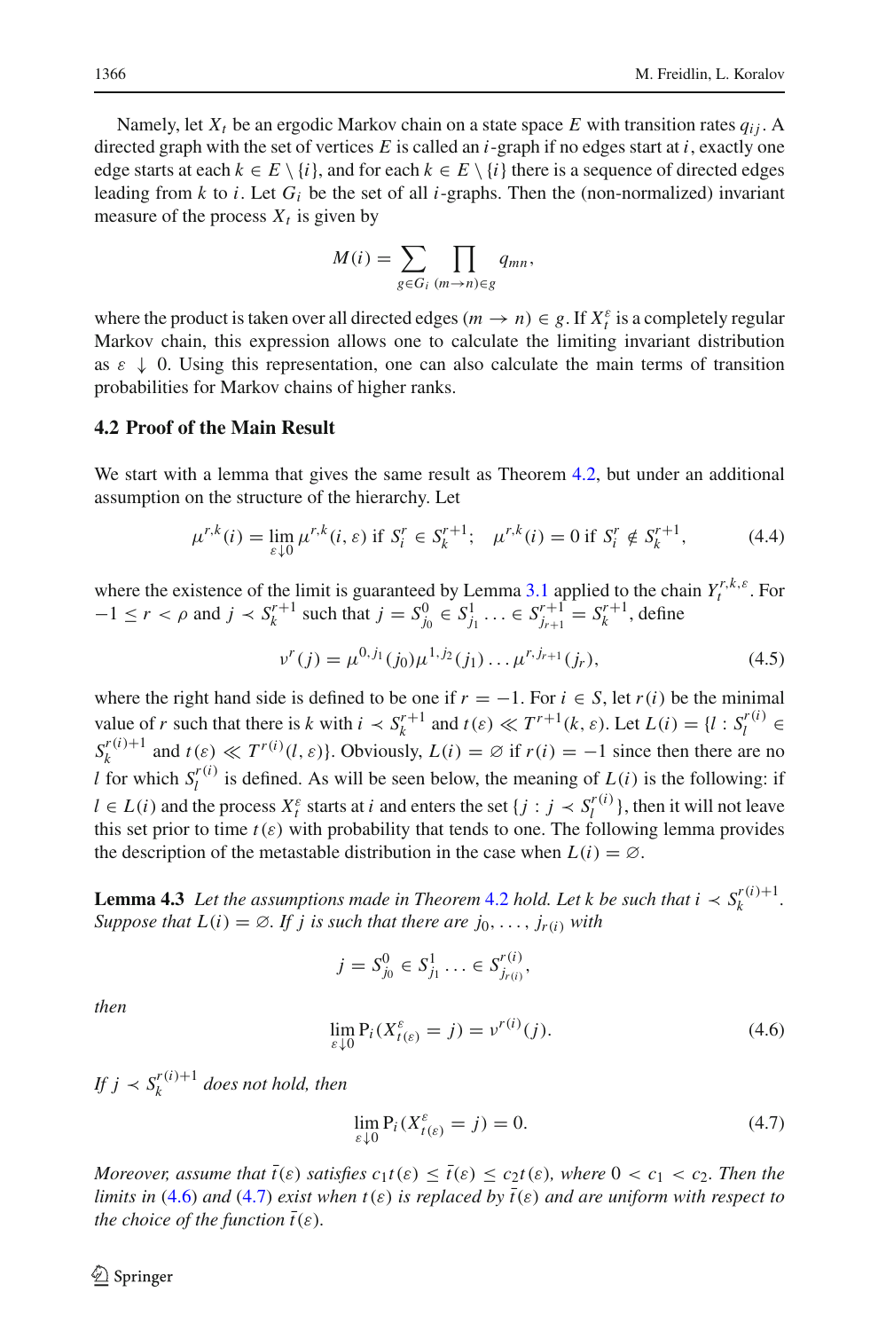Namely, let $X_t$ be an ergodic Markov chain on a state space $E$ with transition rates $q_{ij}$. A directed graph with the set of vertices $E$ is called an $i$-graph if no edges start at $i$, exactly one edge starts at each $k \in E \setminus \{i\}$, and for each $k \in E \setminus \{i\}$ there is a sequence of directed edges leading from $k$ to $i$. Let $G_i$ be the set of all $i$-graphs. Then the (non-normalized) invariant measure of the process $X_t$ is given by

$$M(i) = \sum_{g \in G_i} \prod_{(m \to n) \in g} q_{mn},$$

where the product is taken over all directed edges $(m \to n) \in g$. If $X_t^\varepsilon$ is a completely regular Markov chain, this expression allows one to calculate the limiting invariant distribution as $\varepsilon \downarrow 0$. Using this representation, one can also calculate the main terms of transition probabilities for Markov chains of higher ranks.

## 4.2 Proof of the Main Result

We start with a lemma that gives the same result as Theorem 4.2, but under an additional assumption on the structure of the hierarchy. Let

$$\mu^{r,k}(i) = \lim_{\varepsilon \downarrow 0} \mu^{r,k}(i,\varepsilon) \text{ if } S_i^r \in S_k^{r+1}; \quad \mu^{r,k}(i) = 0 \text{ if } S_i^r \notin S_k^{r+1}, \tag{4.4}$$

where the existence of the limit is guaranteed by Lemma 3.1 applied to the chain $Y_t^{r,k,\varepsilon}$. For $-1 \le r < \rho$ and $j \prec S_k^{r+1}$ such that $j = S_{j_0}^0 \in S_{j_1}^1 \ldots \in S_{j_{r+1}}^{r+1} = S_k^{r+1}$, define

$$\nu^r(j) = \mu^{0,j_1}(j_0)\mu^{1,j_2}(j_1)\ldots\mu^{r,j_{r+1}}(j_r), \tag{4.5}$$

where the right hand side is defined to be one if $r = -1$. For $i \in S$, let $r(i)$ be the minimal value of $r$ such that there is $k$ with $i \prec S_k^{r+1}$ and $t(\varepsilon) \ll T^{r+1}(k,\varepsilon)$. Let $L(i) = \{l : S_l^{r(i)} \in S_k^{r(i)+1}$ and $t(\varepsilon) \ll T^{r(i)}(l,\varepsilon)\}$. Obviously, $L(i) = \varnothing$ if $r(i) = -1$ since then there are no $l$ for which $S_l^{r(i)}$ is defined. As will be seen below, the meaning of $L(i)$ is the following: if $l \in L(i)$ and the process $X_t^\varepsilon$ starts at $i$ and enters the set $\{j : j \prec S_l^{r(i)}\}$, then it will not leave this set prior to time $t(\varepsilon)$ with probability that tends to one. The following lemma provides the description of the metastable distribution in the case when $L(i) = \varnothing$.

**Lemma 4.3** *Let the assumptions made in Theorem 4.2 hold. Let $k$ be such that $i \prec S_k^{r(i)+1}$. Suppose that $L(i) = \varnothing$. If $j$ is such that there are $j_0, \ldots, j_{r(i)}$ with*

$$j = S_{j_0}^0 \in S_{j_1}^1 \ldots \in S_{j_{r(i)}}^{r(i)},$$

*then*

$$\lim_{\varepsilon \downarrow 0} \mathrm{P}_i(X_{t(\varepsilon)}^\varepsilon = j) = \nu^{r(i)}(j). \tag{4.6}$$

*If $j \prec S_k^{r(i)+1}$ does not hold, then*

$$\lim_{\varepsilon \downarrow 0} \mathrm{P}_i(X_{t(\varepsilon)}^\varepsilon = j) = 0. \tag{4.7}$$

*Moreover, assume that $\bar{t}(\varepsilon)$ satisfies $c_1 t(\varepsilon) \le \bar{t}(\varepsilon) \le c_2 t(\varepsilon)$, where $0 < c_1 < c_2$. Then the limits in (4.6) and (4.7) exist when $t(\varepsilon)$ is replaced by $\bar{t}(\varepsilon)$ and are uniform with respect to the choice of the function $\bar{t}(\varepsilon)$.*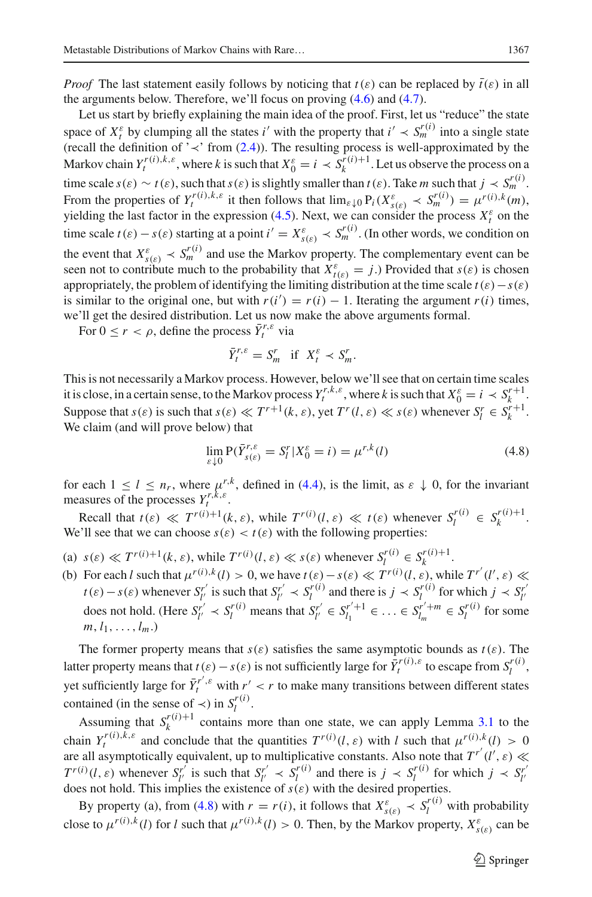*Proof* The last statement easily follows by noticing that $t(\varepsilon)$ can be replaced by $\bar{t}(\varepsilon)$ in all the arguments below. Therefore, we'll focus on proving (4.6) and (4.7).

Let us start by briefly explaining the main idea of the proof. First, let us "reduce" the state space of $X_t^\varepsilon$ by clumping all the states $i'$ with the property that $i' \prec S_m^{r(i)}$ into a single state (recall the definition of '$\prec$' from (2.4)). The resulting process is well-approximated by the Markov chain $Y_t^{r(i),k,\varepsilon}$, where $k$ is such that $X_0^\varepsilon = i \prec S_k^{r(i)+1}$. Let us observe the process on a time scale $s(\varepsilon) \sim t(\varepsilon)$, such that $s(\varepsilon)$ is slightly smaller than $t(\varepsilon)$. Take $m$ such that $j \prec S_m^{r(i)}$. From the properties of $Y_t^{r(i),k,\varepsilon}$ it then follows that $\lim_{\varepsilon \downarrow 0} \mathrm{P}_i(X_{s(\varepsilon)}^\varepsilon \prec S_m^{r(i)}) = \mu^{r(i),k}(m)$, yielding the last factor in the expression (4.5). Next, we can consider the process $X_t^\varepsilon$ on the time scale $t(\varepsilon) - s(\varepsilon)$ starting at a point $i' = X_{s(\varepsilon)}^\varepsilon \prec S_m^{r(i)}$. (In other words, we condition on the event that $X_{s(\varepsilon)}^\varepsilon \prec S_m^{r(i)}$ and use the Markov property. The complementary event can be seen not to contribute much to the probability that $X_{t(\varepsilon)}^\varepsilon = j$.) Provided that $s(\varepsilon)$ is chosen appropriately, the problem of identifying the limiting distribution at the time scale $t(\varepsilon) - s(\varepsilon)$ is similar to the original one, but with $r(i') = r(i) - 1$. Iterating the argument $r(i)$ times, we'll get the desired distribution. Let us now make the above arguments formal.

For $0 \le r < \rho$, define the process $\bar{Y}_t^{r,\varepsilon}$ via

$$\bar{Y}_t^{r,\varepsilon} = S_m^r \quad \text{if} \quad X_t^\varepsilon \prec S_m^r.$$

This is not necessarily a Markov process. However, below we'll see that on certain time scales it is close, in a certain sense, to the Markov process $Y_t^{r,k,\varepsilon}$, where $k$ is such that $X_0^\varepsilon = i \prec S_k^{r+1}$. Suppose that $s(\varepsilon)$ is such that $s(\varepsilon) \ll T^{r+1}(k,\varepsilon)$, yet $T^r(l,\varepsilon) \ll s(\varepsilon)$ whenever $S_l^r \in S_k^{r+1}$. We claim (and will prove below) that

$$\lim_{\varepsilon \downarrow 0} \mathrm{P}(\bar{Y}_{s(\varepsilon)}^{r,\varepsilon} = S_l^r | X_0^\varepsilon = i) = \mu^{r,k}(l) \tag{4.8}$$

for each $1 \le l \le n_r$, where $\mu^{r,k}$, defined in (4.4), is the limit, as $\varepsilon \downarrow 0$, for the invariant measures of the processes $Y_t^{r,k,\varepsilon}$.

Recall that $t(\varepsilon) \ll T^{r(i)+1}(k,\varepsilon)$, while $T^{r(i)}(l,\varepsilon) \ll t(\varepsilon)$ whenever $S_l^{r(i)} \in S_k^{r(i)+1}$. We'll see that we can choose $s(\varepsilon) < t(\varepsilon)$ with the following properties:

(a) $s(\varepsilon) \ll T^{r(i)+1}(k,\varepsilon)$, while $T^{r(i)}(l,\varepsilon) \ll s(\varepsilon)$ whenever $S_l^{r(i)} \in S_k^{r(i)+1}$.

(b) For each $l$ such that $\mu^{r(i),k}(l) > 0$, we have $t(\varepsilon) - s(\varepsilon) \ll T^{r(i)}(l,\varepsilon)$, while $T^{r'}(l',\varepsilon) \ll t(\varepsilon) - s(\varepsilon)$ whenever $S_{l'}^{r'}$ is such that $S_{l'}^{r'} \prec S_l^{r(i)}$ and there is $j \prec S_l^{r(i)}$ for which $j \prec S_{l'}^{r'}$ does not hold. (Here $S_{l'}^{r'} \prec S_l^{r(i)}$ means that $S_{l'}^{r'} \in S_{l_1}^{r'+1} \in \ldots \in S_{l_m}^{r'+m} \in S_l^{r(i)}$ for some $m, l_1, \ldots, l_m$.)

The former property means that $s(\varepsilon)$ satisfies the same asymptotic bounds as $t(\varepsilon)$. The latter property means that $t(\varepsilon) - s(\varepsilon)$ is not sufficiently large for $\bar{Y}_t^{r(i),\varepsilon}$ to escape from $S_l^{r(i)}$, yet sufficiently large for $\bar{Y}_t^{r',\varepsilon}$ with $r' < r$ to make many transitions between different states contained (in the sense of $\prec$) in $S_l^{r(i)}$.

Assuming that $S_k^{r(i)+1}$ contains more than one state, we can apply Lemma 3.1 to the chain $Y_t^{r(i),k,\varepsilon}$ and conclude that the quantities $T^{r(i)}(l,\varepsilon)$ with $l$ such that $\mu^{r(i),k}(l) > 0$ are all asymptotically equivalent, up to multiplicative constants. Also note that $T^{r'}(l',\varepsilon) \ll T^{r(i)}(l,\varepsilon)$ whenever $S_{l'}^{r'}$ is such that $S_{l'}^{r'} \prec S_l^{r(i)}$ and there is $j \prec S_l^{r(i)}$ for which $j \prec S_{l'}^{r'}$ does not hold. This implies the existence of $s(\varepsilon)$ with the desired properties.

By property (a), from (4.8) with $r = r(i)$, it follows that $X_{s(\varepsilon)}^\varepsilon \prec S_l^{r(i)}$ with probability close to $\mu^{r(i),k}(l)$ for $l$ such that $\mu^{r(i),k}(l) > 0$. Then, by the Markov property, $X_{s(\varepsilon)}^\varepsilon$ can be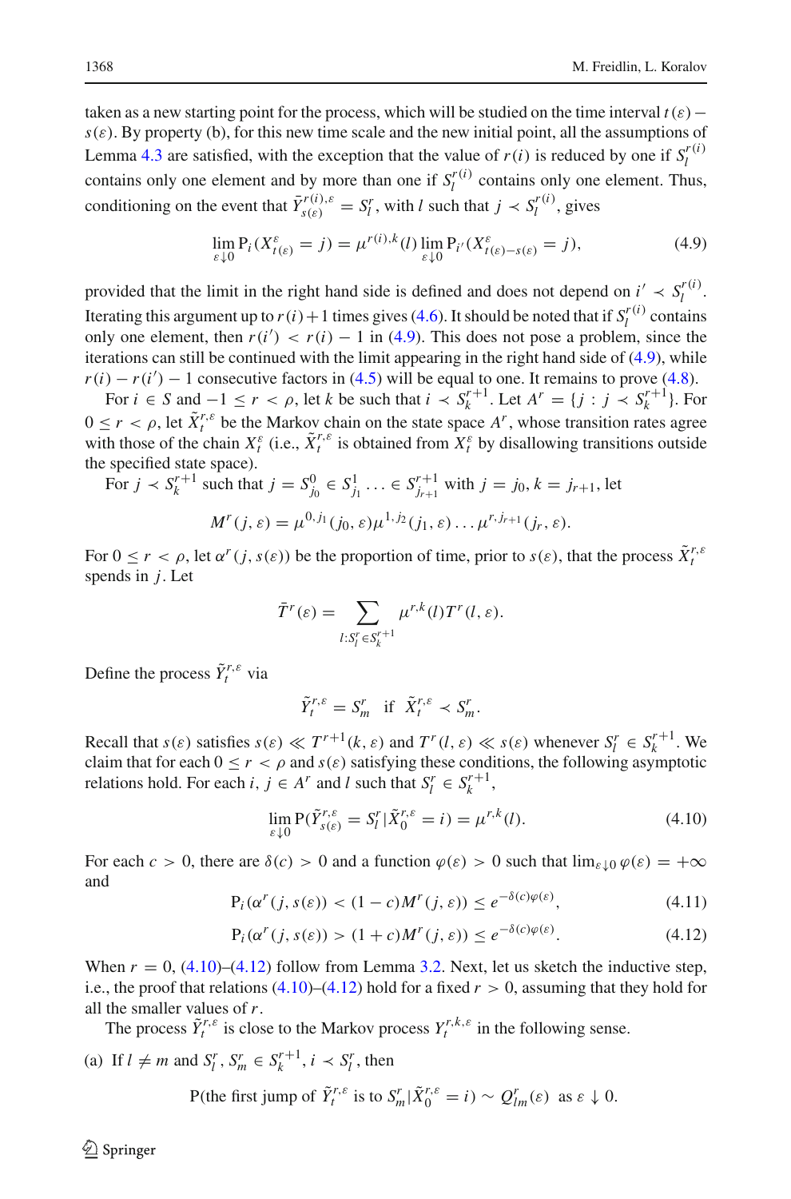taken as a new starting point for the process, which will be studied on the time interval $t(\varepsilon) - s(\varepsilon)$. By property (b), for this new time scale and the new initial point, all the assumptions of Lemma 4.3 are satisfied, with the exception that the value of $r(i)$ is reduced by one if $S_l^{r(i)}$ contains only one element and by more than one if $S_l^{r(i)}$ contains only one element. Thus, conditioning on the event that $\bar{Y}_{s(\varepsilon)}^{r(i),\varepsilon} = S_l^r$, with $l$ such that $j \prec S_l^{r(i)}$, gives

$$\lim_{\varepsilon \downarrow 0} \mathrm{P}_i(X_{t(\varepsilon)}^\varepsilon = j) = \mu^{r(i),k}(l) \lim_{\varepsilon \downarrow 0} \mathrm{P}_{i'}(X_{t(\varepsilon)-s(\varepsilon)}^\varepsilon = j), \tag{4.9}$$

provided that the limit in the right hand side is defined and does not depend on $i' \prec S_l^{r(i)}$. Iterating this argument up to $r(i)+1$ times gives (4.6). It should be noted that if $S_l^{r(i)}$ contains only one element, then $r(i') < r(i) - 1$ in (4.9). This does not pose a problem, since the iterations can still be continued with the limit appearing in the right hand side of (4.9), while $r(i) - r(i') - 1$ consecutive factors in (4.5) will be equal to one. It remains to prove (4.8).

For $i \in S$ and $-1 \le r < \rho$, let $k$ be such that $i \prec S_k^{r+1}$. Let $A^r = \{j : j \prec S_k^{r+1}\}$. For $0 \le r < \rho$, let $\tilde{X}_t^{r,\varepsilon}$ be the Markov chain on the state space $A^r$, whose transition rates agree with those of the chain $X_t^\varepsilon$ (i.e., $\tilde{X}_t^{r,\varepsilon}$ is obtained from $X_t^\varepsilon$ by disallowing transitions outside the specified state space).

For $j \prec S_k^{r+1}$ such that $j = S_{j_0}^0 \in S_{j_1}^1 \ldots \in S_{j_{r+1}}^{r+1}$ with $j = j_0, k = j_{r+1}$, let

$$M^r(j,\varepsilon) = \mu^{0,j_1}(j_0,\varepsilon)\mu^{1,j_2}(j_1,\varepsilon)\ldots\mu^{r,j_{r+1}}(j_r,\varepsilon).$$

For $0 \le r < \rho$, let $\alpha^r(j, s(\varepsilon))$ be the proportion of time, prior to $s(\varepsilon)$, that the process $\tilde{X}_t^{r,\varepsilon}$ spends in $j$. Let

$$\bar{T}^r(\varepsilon) = \sum_{l: S_l^r \in S_k^{r+1}} \mu^{r,k}(l) T^r(l,\varepsilon).$$

Define the process $\tilde{Y}_t^{r,\varepsilon}$ via

$$\tilde{Y}_t^{r,\varepsilon} = S_m^r \quad \text{if} \quad \tilde{X}_t^{r,\varepsilon} \prec S_m^r.$$

Recall that $s(\varepsilon)$ satisfies $s(\varepsilon) \ll T^{r+1}(k,\varepsilon)$ and $T^r(l,\varepsilon) \ll s(\varepsilon)$ whenever $S_l^r \in S_k^{r+1}$. We claim that for each $0 \le r < \rho$ and $s(\varepsilon)$ satisfying these conditions, the following asymptotic relations hold. For each $i, j \in A^r$ and $l$ such that $S_l^r \in S_k^{r+1}$,

$$\lim_{\varepsilon \downarrow 0} \mathrm{P}(\tilde{Y}_{s(\varepsilon)}^{r,\varepsilon} = S_l^r | \tilde{X}_0^{r,\varepsilon} = i) = \mu^{r,k}(l). \tag{4.10}$$

For each $c > 0$, there are $\delta(c) > 0$ and a function $\varphi(\varepsilon) > 0$ such that $\lim_{\varepsilon \downarrow 0} \varphi(\varepsilon) = +\infty$ and

$$\mathrm{P}_i(\alpha^r(j, s(\varepsilon)) < (1-c)M^r(j,\varepsilon)) \le e^{-\delta(c)\varphi(\varepsilon)}, \tag{4.11}$$

$$\mathrm{P}_i(\alpha^r(j, s(\varepsilon)) > (1+c)M^r(j,\varepsilon)) \le e^{-\delta(c)\varphi(\varepsilon)}. \tag{4.12}$$

When $r = 0$, (4.10)–(4.12) follow from Lemma 3.2. Next, let us sketch the inductive step, i.e., the proof that relations (4.10)–(4.12) hold for a fixed $r > 0$, assuming that they hold for all the smaller values of $r$.

The process $\tilde{Y}_t^{r,\varepsilon}$ is close to the Markov process $Y_t^{r,k,\varepsilon}$ in the following sense.

(a) If $l \ne m$ and $S_l^r, S_m^r \in S_k^{r+1}$, $i \prec S_l^r$, then

$$\mathrm{P}(\text{the first jump of } \tilde{Y}_t^{r,\varepsilon} \text{ is to } S_m^r | \tilde{X}_0^{r,\varepsilon} = i) \sim Q_{lm}^r(\varepsilon) \ \text{ as } \varepsilon \downarrow 0.$$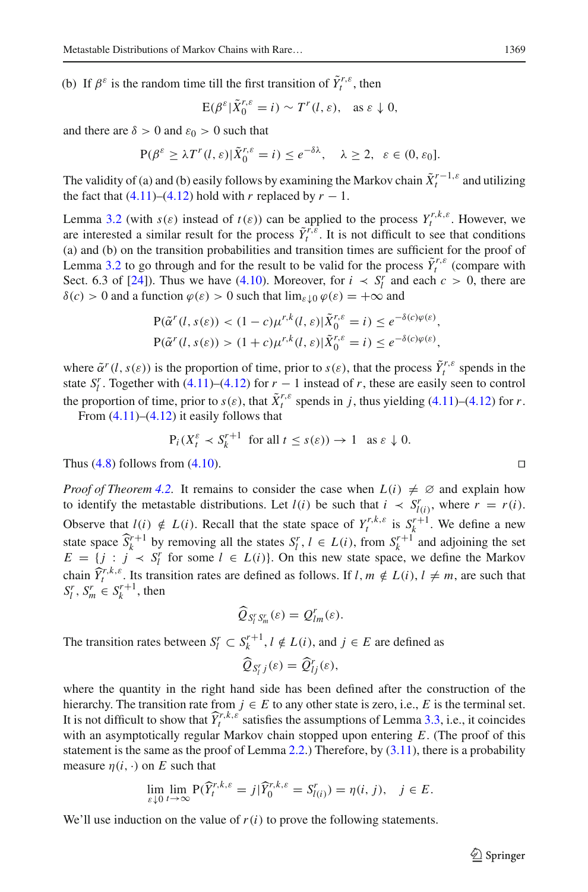(b) If $\beta^\varepsilon$ is the random time till the first transition of $\tilde{Y}_t^{r,\varepsilon}$, then

$$\mathrm{E}(\beta^\varepsilon | \tilde{X}_0^{r,\varepsilon} = i) \sim T^r(l, \varepsilon), \quad \text{as } \varepsilon \downarrow 0,$$

and there are $\delta > 0$ and $\varepsilon_0 > 0$ such that

$$\mathrm{P}(\beta^\varepsilon \geq \lambda T^r(l, \varepsilon) | \tilde{X}_0^{r,\varepsilon} = i) \leq e^{-\delta \lambda}, \quad \lambda \geq 2, \quad \varepsilon \in (0, \varepsilon_0].$$

The validity of (a) and (b) easily follows by examining the Markov chain $\tilde{X}_t^{r-1,\varepsilon}$ and utilizing the fact that (4.11)–(4.12) hold with $r$ replaced by $r-1$.

Lemma 3.2 (with $s(\varepsilon)$ instead of $t(\varepsilon)$) can be applied to the process $Y_t^{r,k,\varepsilon}$. However, we are interested a similar result for the process $\tilde{Y}_t^{r,\varepsilon}$. It is not difficult to see that conditions (a) and (b) on the transition probabilities and transition times are sufficient for the proof of Lemma 3.2 to go through and for the result to be valid for the process $\tilde{Y}_t^{r,\varepsilon}$ (compare with Sect. 6.3 of [24]). Thus we have (4.10). Moreover, for $i \prec S_l^r$ and each $c > 0$, there are $\delta(c) > 0$ and a function $\varphi(\varepsilon) > 0$ such that $\lim_{\varepsilon \downarrow 0} \varphi(\varepsilon) = +\infty$ and

$$\mathrm{P}(\tilde{\alpha}^r(l, s(\varepsilon)) < (1-c)\mu^{r,k}(l, \varepsilon) | \tilde{X}_0^{r,\varepsilon} = i) \leq e^{-\delta(c)\varphi(\varepsilon)},$$
$$\mathrm{P}(\tilde{\alpha}^r(l, s(\varepsilon)) > (1+c)\mu^{r,k}(l, \varepsilon) | \tilde{X}_0^{r,\varepsilon} = i) \leq e^{-\delta(c)\varphi(\varepsilon)},$$

where $\tilde{\alpha}^r(l, s(\varepsilon))$ is the proportion of time, prior to $s(\varepsilon)$, that the process $\tilde{Y}_t^{r,\varepsilon}$ spends in the state $S_l^r$. Together with (4.11)–(4.12) for $r-1$ instead of $r$, these are easily seen to control the proportion of time, prior to $s(\varepsilon)$, that $\tilde{X}_t^{r,\varepsilon}$ spends in $j$, thus yielding (4.11)–(4.12) for $r$.

From (4.11)–(4.12) it easily follows that

$$\mathrm{P}_i(X_t^\varepsilon \prec S_k^{r+1} \text{ for all } t \leq s(\varepsilon)) \to 1 \quad \text{as } \varepsilon \downarrow 0.$$

Thus (4.8) follows from (4.10). □

*Proof of Theorem 4.2.* It remains to consider the case when $L(i) \neq \varnothing$ and explain how to identify the metastable distributions. Let $l(i)$ be such that $i \prec S_{l(i)}^r$, where $r = r(i)$. Observe that $l(i) \notin L(i)$. Recall that the state space of $Y_t^{r,k,\varepsilon}$ is $S_k^{r+1}$. We define a new state space $\widehat{S}_k^{r+1}$ by removing all the states $S_l^r$, $l \in L(i)$, from $S_k^{r+1}$ and adjoining the set $E = \{j : j \prec S_l^r \text{ for some } l \in L(i)\}$. On this new state space, we define the Markov chain $\widehat{Y}_t^{r,k,\varepsilon}$. Its transition rates are defined as follows. If $l, m \notin L(i)$, $l \neq m$, are such that $S_l^r, S_m^r \in S_k^{r+1}$, then

$$\widehat{Q}_{S_l^r S_m^r}(\varepsilon) = Q_{lm}^r(\varepsilon).$$

The transition rates between $S_l^r \subset S_k^{r+1}$, $l \notin L(i)$, and $j \in E$ are defined as

$$\widehat{Q}_{S_l^r j}(\varepsilon) = \widehat{Q}_{lj}^r(\varepsilon),$$

where the quantity in the right hand side has been defined after the construction of the hierarchy. The transition rate from $j \in E$ to any other state is zero, i.e., $E$ is the terminal set. It is not difficult to show that $\widehat{Y}_t^{r,k,\varepsilon}$ satisfies the assumptions of Lemma 3.3, i.e., it coincides with an asymptotically regular Markov chain stopped upon entering $E$. (The proof of this statement is the same as the proof of Lemma 2.2.) Therefore, by (3.11), there is a probability measure $\eta(i, \cdot)$ on $E$ such that

$$\lim_{\varepsilon \downarrow 0} \lim_{t \to \infty} \mathrm{P}(\widehat{Y}_t^{r,k,\varepsilon} = j | \widehat{Y}_0^{r,k,\varepsilon} = S_{l(i)}^r) = \eta(i, j), \quad j \in E.$$

We'll use induction on the value of $r(i)$ to prove the following statements.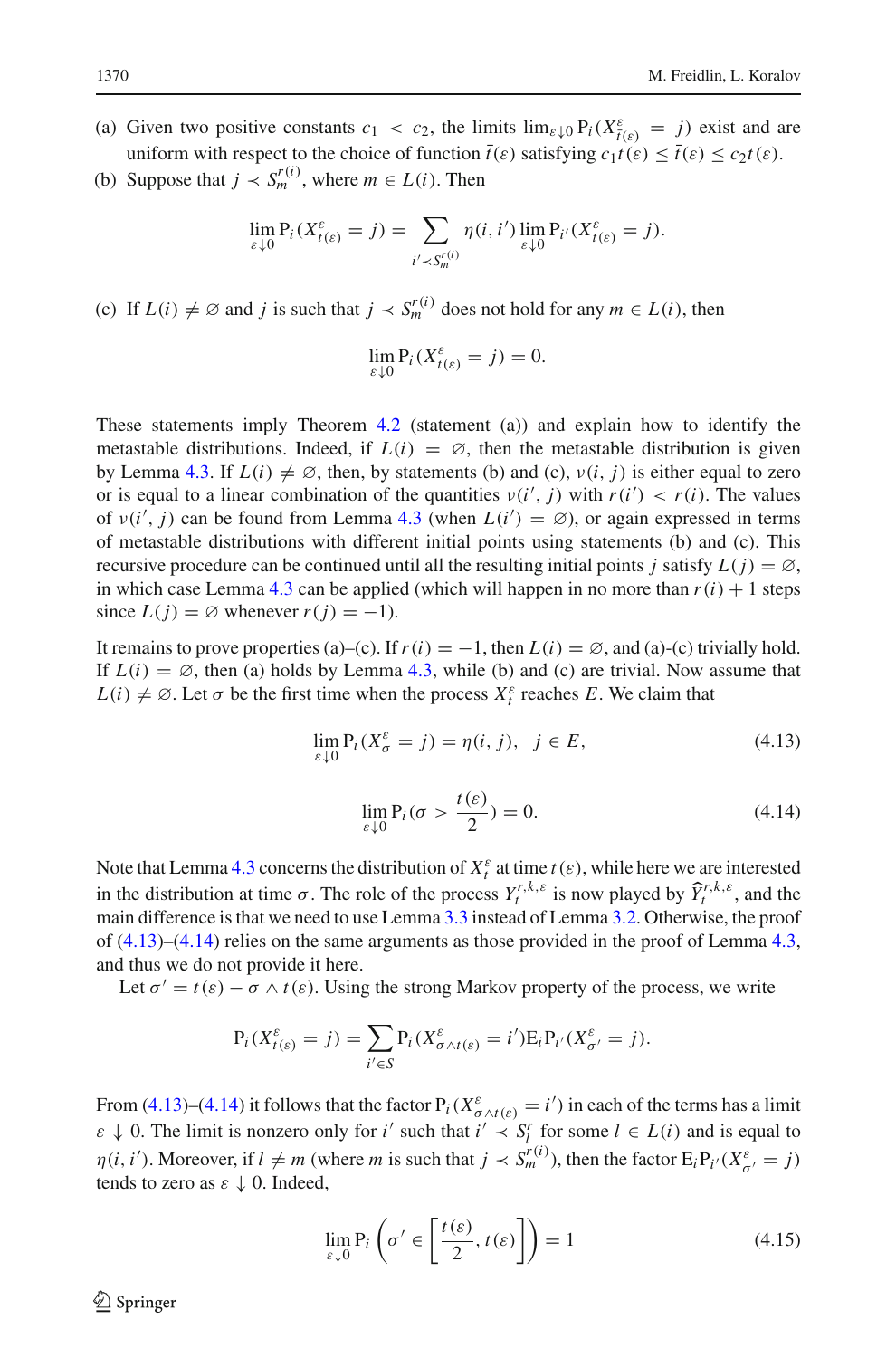(a) Given two positive constants $c_1 < c_2$, the limits $\lim_{\varepsilon \downarrow 0} \mathrm{P}_i(X^\varepsilon_{\bar{t}(\varepsilon)} = j)$ exist and are uniform with respect to the choice of function $\bar{t}(\varepsilon)$ satisfying $c_1 t(\varepsilon) \leq \bar{t}(\varepsilon) \leq c_2 t(\varepsilon)$.

(b) Suppose that $j \prec S^{r(i)}_m$, where $m \in L(i)$. Then

$$\lim_{\varepsilon \downarrow 0} \mathrm{P}_i(X^\varepsilon_{t(\varepsilon)} = j) = \sum_{i' \prec S^{r(i)}_m} \eta(i, i') \lim_{\varepsilon \downarrow 0} \mathrm{P}_{i'}(X^\varepsilon_{t(\varepsilon)} = j).$$

(c) If $L(i) \neq \varnothing$ and $j$ is such that $j \prec S^{r(i)}_m$ does not hold for any $m \in L(i)$, then

$$\lim_{\varepsilon \downarrow 0} \mathrm{P}_i(X^\varepsilon_{t(\varepsilon)} = j) = 0.$$

These statements imply Theorem 4.2 (statement (a)) and explain how to identify the metastable distributions. Indeed, if $L(i) = \varnothing$, then the metastable distribution is given by Lemma 4.3. If $L(i) \neq \varnothing$, then, by statements (b) and (c), $\nu(i, j)$ is either equal to zero or is equal to a linear combination of the quantities $\nu(i', j)$ with $r(i') < r(i)$. The values of $\nu(i', j)$ can be found from Lemma 4.3 (when $L(i') = \varnothing$), or again expressed in terms of metastable distributions with different initial points using statements (b) and (c). This recursive procedure can be continued until all the resulting initial points $j$ satisfy $L(j) = \varnothing$, in which case Lemma 4.3 can be applied (which will happen in no more than $r(i) + 1$ steps since $L(j) = \varnothing$ whenever $r(j) = -1$).

It remains to prove properties (a)–(c). If $r(i) = -1$, then $L(i) = \varnothing$, and (a)-(c) trivially hold. If $L(i) = \varnothing$, then (a) holds by Lemma 4.3, while (b) and (c) are trivial. Now assume that $L(i) \neq \varnothing$. Let $\sigma$ be the first time when the process $X^\varepsilon_t$ reaches $E$. We claim that

$$\lim_{\varepsilon \downarrow 0} \mathrm{P}_i(X^\varepsilon_\sigma = j) = \eta(i, j), \quad j \in E, \tag{4.13}$$

$$\lim_{\varepsilon \downarrow 0} \mathrm{P}_i(\sigma > \frac{t(\varepsilon)}{2}) = 0. \tag{4.14}$$

Note that Lemma 4.3 concerns the distribution of $X^\varepsilon_t$ at time $t(\varepsilon)$, while here we are interested in the distribution at time $\sigma$. The role of the process $Y^{r,k,\varepsilon}_t$ is now played by $\widehat{Y}^{r,k,\varepsilon}_t$, and the main difference is that we need to use Lemma 3.3 instead of Lemma 3.2. Otherwise, the proof of (4.13)–(4.14) relies on the same arguments as those provided in the proof of Lemma 4.3, and thus we do not provide it here.

Let $\sigma' = t(\varepsilon) - \sigma \wedge t(\varepsilon)$. Using the strong Markov property of the process, we write

$$\mathrm{P}_i(X^\varepsilon_{t(\varepsilon)} = j) = \sum_{i' \in S} \mathrm{P}_i(X^\varepsilon_{\sigma \wedge t(\varepsilon)} = i') \mathrm{E}_i \mathrm{P}_{i'}(X^\varepsilon_{\sigma'} = j).$$

From (4.13)–(4.14) it follows that the factor $\mathrm{P}_i(X^\varepsilon_{\sigma \wedge t(\varepsilon)} = i')$ in each of the terms has a limit $\varepsilon \downarrow 0$. The limit is nonzero only for $i'$ such that $i' \prec S^r_l$ for some $l \in L(i)$ and is equal to $\eta(i, i')$. Moreover, if $l \neq m$ (where $m$ is such that $j \prec S^{r(i)}_m$), then the factor $\mathrm{E}_i \mathrm{P}_{i'}(X^\varepsilon_{\sigma'} = j)$ tends to zero as $\varepsilon \downarrow 0$. Indeed,

$$\lim_{\varepsilon \downarrow 0} \mathrm{P}_i \left( \sigma' \in \left[ \frac{t(\varepsilon)}{2}, t(\varepsilon) \right] \right) = 1 \tag{4.15}$$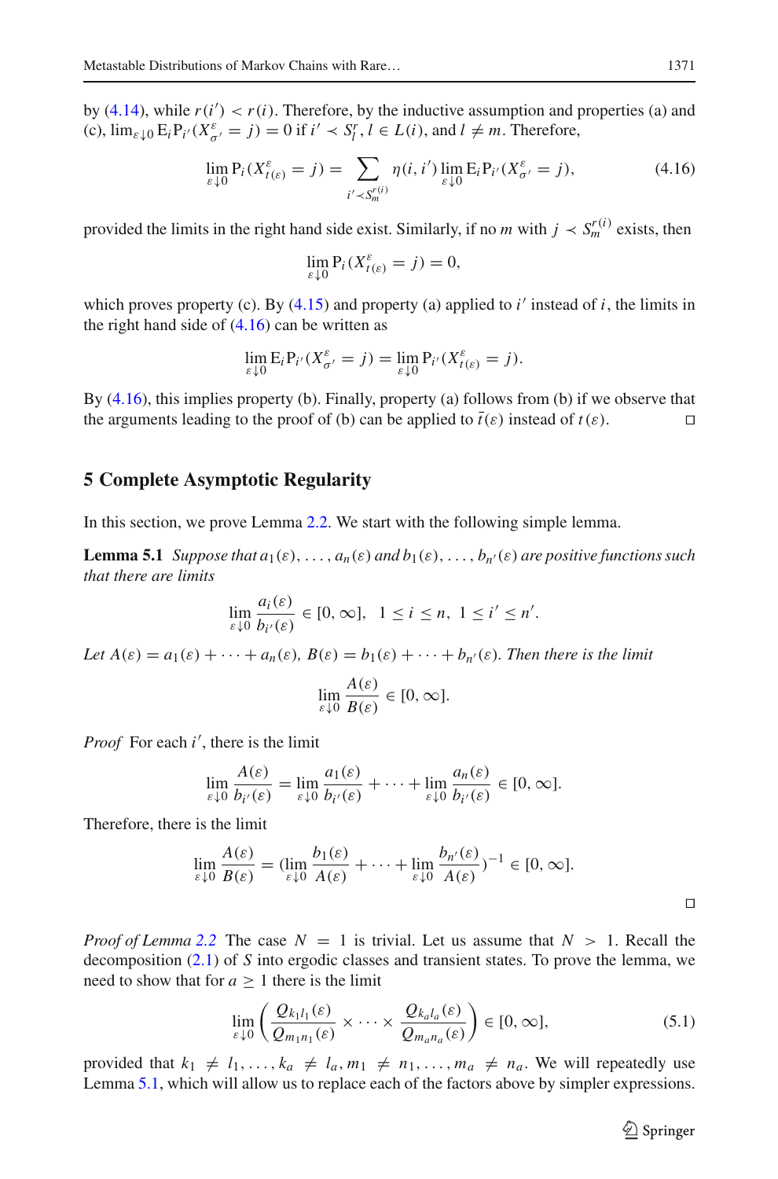by (4.14), while $r(i') < r(i)$. Therefore, by the inductive assumption and properties (a) and (c), $\lim_{\varepsilon \downarrow 0} \mathrm{E}_i \mathrm{P}_{i'}(X^{\varepsilon}_{\sigma'} = j) = 0$ if $i' \prec S^r_l$, $l \in L(i)$, and $l \neq m$. Therefore,

$$\lim_{\varepsilon \downarrow 0} \mathrm{P}_i(X^{\varepsilon}_{t(\varepsilon)} = j) = \sum_{i' \prec S^{r(i)}_m} \eta(i, i') \lim_{\varepsilon \downarrow 0} \mathrm{E}_i \mathrm{P}_{i'}(X^{\varepsilon}_{\sigma'} = j), \tag{4.16}$$

provided the limits in the right hand side exist. Similarly, if no $m$ with $j \prec S^{r(i)}_m$ exists, then

$$\lim_{\varepsilon \downarrow 0} \mathrm{P}_i(X^{\varepsilon}_{t(\varepsilon)} = j) = 0,$$

which proves property (c). By (4.15) and property (a) applied to $i'$ instead of $i$, the limits in the right hand side of (4.16) can be written as

$$\lim_{\varepsilon \downarrow 0} \mathrm{E}_i \mathrm{P}_{i'}(X^{\varepsilon}_{\sigma'} = j) = \lim_{\varepsilon \downarrow 0} \mathrm{P}_{i'}(X^{\varepsilon}_{t(\varepsilon)} = j).$$

By (4.16), this implies property (b). Finally, property (a) follows from (b) if we observe that the arguments leading to the proof of (b) can be applied to $\bar{t}(\varepsilon)$ instead of $t(\varepsilon)$. □

## 5 Complete Asymptotic Regularity

In this section, we prove Lemma 2.2. We start with the following simple lemma.

**Lemma 5.1** *Suppose that $a_1(\varepsilon), \ldots, a_n(\varepsilon)$ and $b_1(\varepsilon), \ldots, b_{n'}(\varepsilon)$ are positive functions such that there are limits*

$$\lim_{\varepsilon \downarrow 0} \frac{a_i(\varepsilon)}{b_{i'}(\varepsilon)} \in [0, \infty], \quad 1 \le i \le n, \ 1 \le i' \le n'.$$

*Let $A(\varepsilon) = a_1(\varepsilon) + \cdots + a_n(\varepsilon)$, $B(\varepsilon) = b_1(\varepsilon) + \cdots + b_{n'}(\varepsilon)$. Then there is the limit*

$$\lim_{\varepsilon \downarrow 0} \frac{A(\varepsilon)}{B(\varepsilon)} \in [0, \infty].$$

*Proof* For each $i'$, there is the limit

$$\lim_{\varepsilon \downarrow 0} \frac{A(\varepsilon)}{b_{i'}(\varepsilon)} = \lim_{\varepsilon \downarrow 0} \frac{a_1(\varepsilon)}{b_{i'}(\varepsilon)} + \cdots + \lim_{\varepsilon \downarrow 0} \frac{a_n(\varepsilon)}{b_{i'}(\varepsilon)} \in [0, \infty].$$

Therefore, there is the limit

$$\lim_{\varepsilon \downarrow 0} \frac{A(\varepsilon)}{B(\varepsilon)} = (\lim_{\varepsilon \downarrow 0} \frac{b_1(\varepsilon)}{A(\varepsilon)} + \cdots + \lim_{\varepsilon \downarrow 0} \frac{b_{n'}(\varepsilon)}{A(\varepsilon)})^{-1} \in [0, \infty].$$

□

*Proof of Lemma 2.2* The case $N = 1$ is trivial. Let us assume that $N > 1$. Recall the decomposition (2.1) of $S$ into ergodic classes and transient states. To prove the lemma, we need to show that for $a \ge 1$ there is the limit

$$\lim_{\varepsilon \downarrow 0} \left( \frac{Q_{k_1 l_1}(\varepsilon)}{Q_{m_1 n_1}(\varepsilon)} \times \cdots \times \frac{Q_{k_a l_a}(\varepsilon)}{Q_{m_a n_a}(\varepsilon)} \right) \in [0, \infty], \tag{5.1}$$

provided that $k_1 \neq l_1, \ldots, k_a \neq l_a, m_1 \neq n_1, \ldots, m_a \neq n_a$. We will repeatedly use Lemma 5.1, which will allow us to replace each of the factors above by simpler expressions.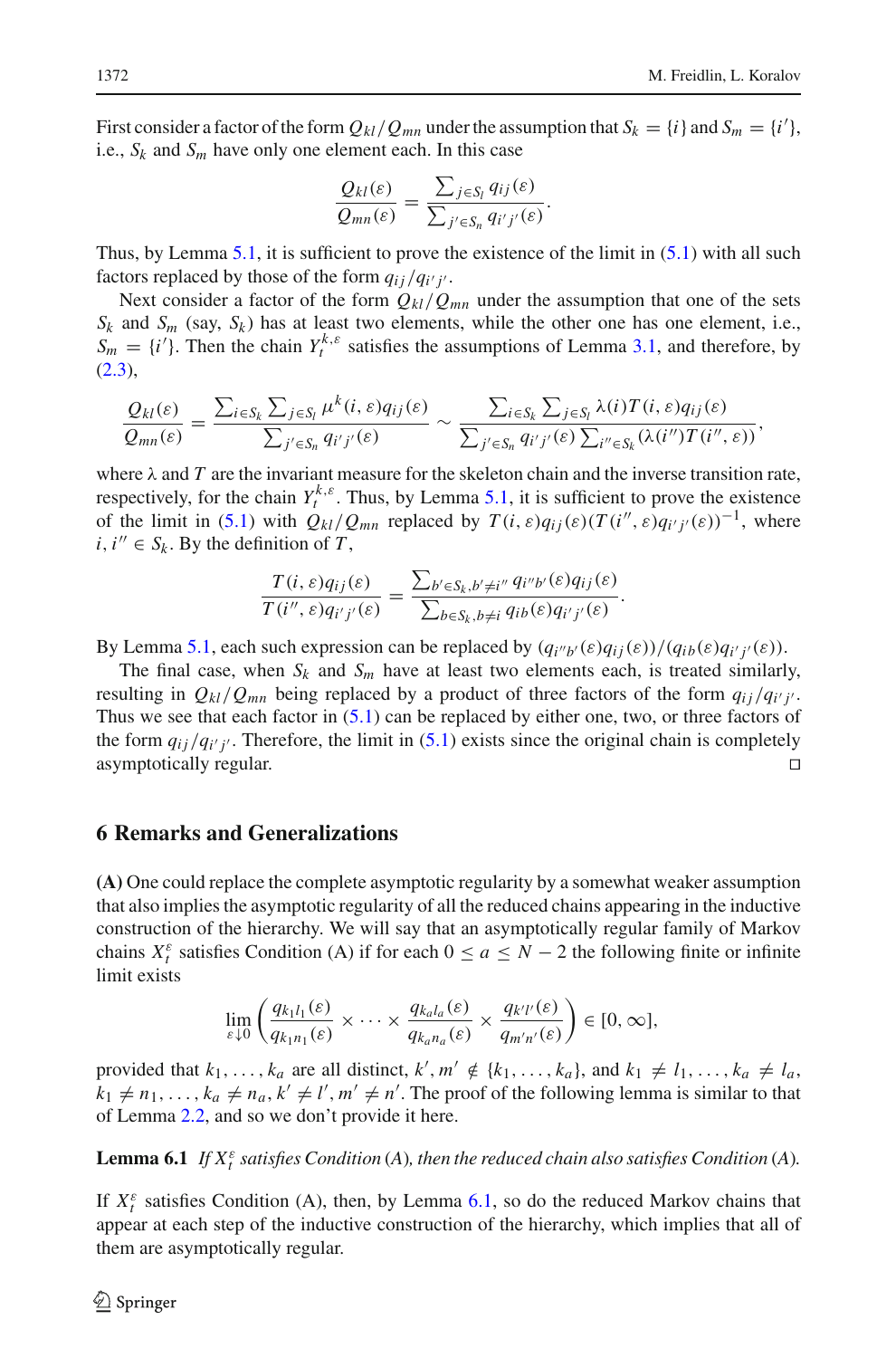First consider a factor of the form $Q_{kl}/Q_{mn}$ under the assumption that $S_k = \{i\}$ and $S_m = \{i'\}$, i.e., $S_k$ and $S_m$ have only one element each. In this case

$$\frac{Q_{kl}(\varepsilon)}{Q_{mn}(\varepsilon)} = \frac{\sum_{j \in S_l} q_{ij}(\varepsilon)}{\sum_{j' \in S_n} q_{i'j'}(\varepsilon)}.$$

Thus, by Lemma 5.1, it is sufficient to prove the existence of the limit in (5.1) with all such factors replaced by those of the form $q_{ij}/q_{i'j'}$.

Next consider a factor of the form $Q_{kl}/Q_{mn}$ under the assumption that one of the sets $S_k$ and $S_m$ (say, $S_k$) has at least two elements, while the other one has one element, i.e., $S_m = \{i'\}$. Then the chain $Y_t^{k,\varepsilon}$ satisfies the assumptions of Lemma 3.1, and therefore, by (2.3),

$$\frac{Q_{kl}(\varepsilon)}{Q_{mn}(\varepsilon)} = \frac{\sum_{i \in S_k} \sum_{j \in S_l} \mu^k(i,\varepsilon) q_{ij}(\varepsilon)}{\sum_{j' \in S_n} q_{i'j'}(\varepsilon)} \sim \frac{\sum_{i \in S_k} \sum_{j \in S_l} \lambda(i) T(i,\varepsilon) q_{ij}(\varepsilon)}{\sum_{j' \in S_n} q_{i'j'}(\varepsilon) \sum_{i'' \in S_k} (\lambda(i'') T(i'',\varepsilon))},$$

where $\lambda$ and $T$ are the invariant measure for the skeleton chain and the inverse transition rate, respectively, for the chain $Y_t^{k,\varepsilon}$. Thus, by Lemma 5.1, it is sufficient to prove the existence of the limit in (5.1) with $Q_{kl}/Q_{mn}$ replaced by $T(i,\varepsilon) q_{ij}(\varepsilon) (T(i'',\varepsilon) q_{i'j'}(\varepsilon))^{-1}$, where $i, i'' \in S_k$. By the definition of $T$,

$$\frac{T(i,\varepsilon) q_{ij}(\varepsilon)}{T(i'',\varepsilon) q_{i'j'}(\varepsilon)} = \frac{\sum_{b' \in S_k, b' \neq i''} q_{i''b'}(\varepsilon) q_{ij}(\varepsilon)}{\sum_{b \in S_k, b \neq i} q_{ib}(\varepsilon) q_{i'j'}(\varepsilon)}.$$

By Lemma 5.1, each such expression can be replaced by $(q_{i''b'}(\varepsilon) q_{ij}(\varepsilon))/(q_{ib}(\varepsilon) q_{i'j'}(\varepsilon))$.

The final case, when $S_k$ and $S_m$ have at least two elements each, is treated similarly, resulting in $Q_{kl}/Q_{mn}$ being replaced by a product of three factors of the form $q_{ij}/q_{i'j'}$. Thus we see that each factor in (5.1) can be replaced by either one, two, or three factors of the form $q_{ij}/q_{i'j'}$. Therefore, the limit in (5.1) exists since the original chain is completely asymptotically regular. □

## 6 Remarks and Generalizations

**(A)** One could replace the complete asymptotic regularity by a somewhat weaker assumption that also implies the asymptotic regularity of all the reduced chains appearing in the inductive construction of the hierarchy. We will say that an asymptotically regular family of Markov chains $X_t^\varepsilon$ satisfies Condition (A) if for each $0 \leq a \leq N-2$ the following finite or infinite limit exists

$$\lim_{\varepsilon \downarrow 0} \left( \frac{q_{k_1 l_1}(\varepsilon)}{q_{k_1 n_1}(\varepsilon)} \times \cdots \times \frac{q_{k_a l_a}(\varepsilon)}{q_{k_a n_a}(\varepsilon)} \times \frac{q_{k' l'}(\varepsilon)}{q_{m' n'}(\varepsilon)} \right) \in [0, \infty],$$

provided that $k_1, \ldots, k_a$ are all distinct, $k', m' \notin \{k_1, \ldots, k_a\}$, and $k_1 \neq l_1, \ldots, k_a \neq l_a$, $k_1 \neq n_1, \ldots, k_a \neq n_a, k' \neq l', m' \neq n'$. The proof of the following lemma is similar to that of Lemma 2.2, and so we don't provide it here.

**Lemma 6.1** *If $X_t^\varepsilon$ satisfies Condition (A), then the reduced chain also satisfies Condition (A).*

If $X_t^\varepsilon$ satisfies Condition (A), then, by Lemma 6.1, so do the reduced Markov chains that appear at each step of the inductive construction of the hierarchy, which implies that all of them are asymptotically regular.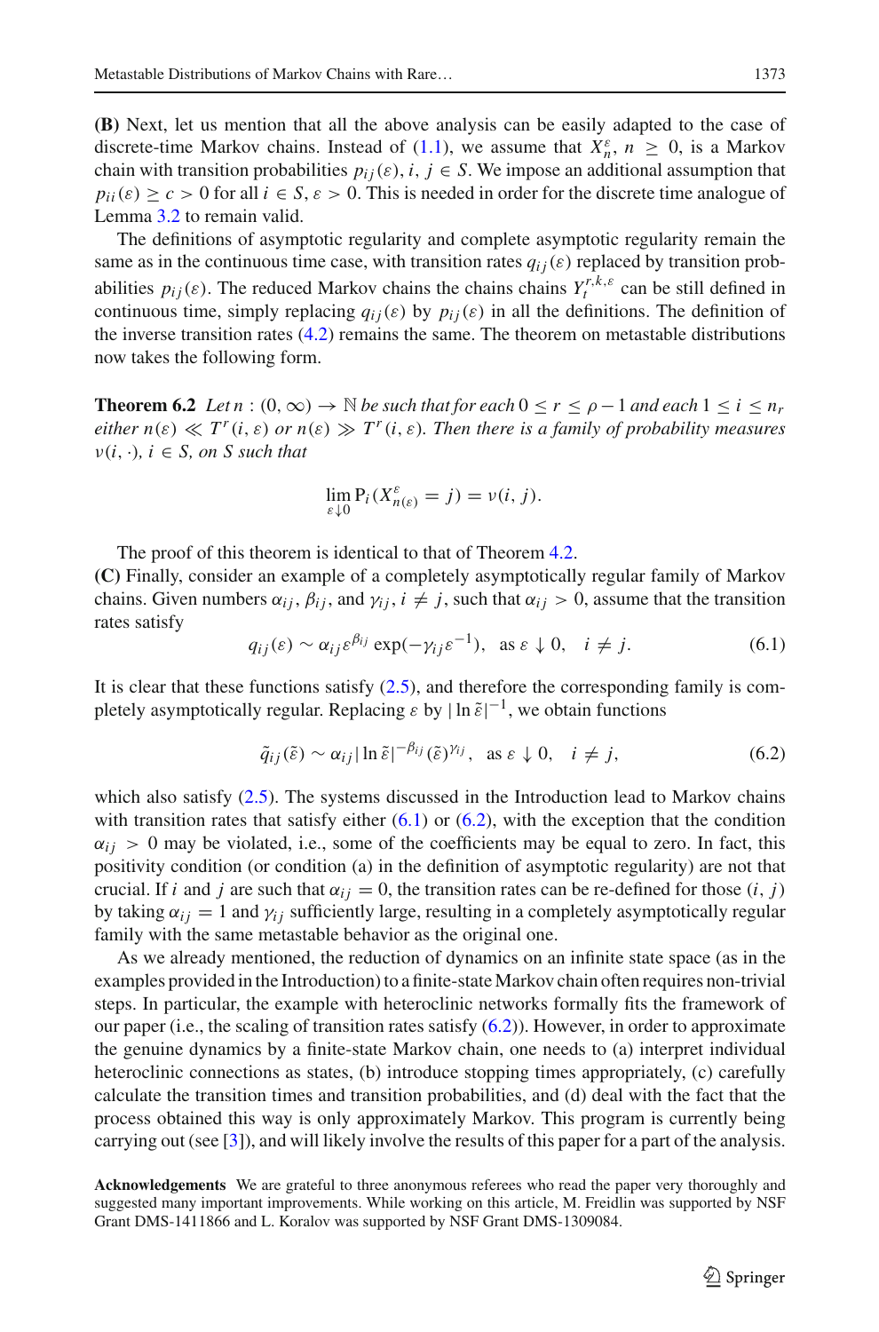**(B)** Next, let us mention that all the above analysis can be easily adapted to the case of discrete-time Markov chains. Instead of (1.1), we assume that $X^\varepsilon_n$, $n \geq 0$, is a Markov chain with transition probabilities $p_{ij}(\varepsilon)$, $i, j \in S$. We impose an additional assumption that $p_{ii}(\varepsilon) \geq c > 0$ for all $i \in S$, $\varepsilon > 0$. This is needed in order for the discrete time analogue of Lemma 3.2 to remain valid.

The definitions of asymptotic regularity and complete asymptotic regularity remain the same as in the continuous time case, with transition rates $q_{ij}(\varepsilon)$ replaced by transition probabilities $p_{ij}(\varepsilon)$. The reduced Markov chains the chains $Y^{r,k,\varepsilon}_t$ can be still defined in continuous time, simply replacing $q_{ij}(\varepsilon)$ by $p_{ij}(\varepsilon)$ in all the definitions. The definition of the inverse transition rates (4.2) remains the same. The theorem on metastable distributions now takes the following form.

**Theorem 6.2** *Let $n : (0, \infty) \to \mathbb{N}$ be such that for each $0 \leq r \leq \rho - 1$ and each $1 \leq i \leq n_r$ either $n(\varepsilon) \ll T^r(i, \varepsilon)$ or $n(\varepsilon) \gg T^r(i, \varepsilon)$. Then there is a family of probability measures $\nu(i, \cdot)$, $i \in S$, on $S$ such that*

$$\lim_{\varepsilon \downarrow 0} \mathrm{P}_i(X^\varepsilon_{n(\varepsilon)} = j) = \nu(i, j).$$

The proof of this theorem is identical to that of Theorem 4.2.

**(C)** Finally, consider an example of a completely asymptotically regular family of Markov chains. Given numbers $\alpha_{ij}$, $\beta_{ij}$, and $\gamma_{ij}$, $i \neq j$, such that $\alpha_{ij} > 0$, assume that the transition rates satisfy

$$q_{ij}(\varepsilon) \sim \alpha_{ij} \varepsilon^{\beta_{ij}} \exp(-\gamma_{ij} \varepsilon^{-1}), \quad \text{as } \varepsilon \downarrow 0, \quad i \neq j. \tag{6.1}$$

It is clear that these functions satisfy (2.5), and therefore the corresponding family is completely asymptotically regular. Replacing $\varepsilon$ by $|\ln \tilde{\varepsilon}|^{-1}$, we obtain functions

$$\tilde{q}_{ij}(\tilde{\varepsilon}) \sim \alpha_{ij} |\ln \tilde{\varepsilon}|^{-\beta_{ij}} (\tilde{\varepsilon})^{\gamma_{ij}}, \quad \text{as } \varepsilon \downarrow 0, \quad i \neq j, \tag{6.2}$$

which also satisfy (2.5). The systems discussed in the Introduction lead to Markov chains with transition rates that satisfy either (6.1) or (6.2), with the exception that the condition $\alpha_{ij} > 0$ may be violated, i.e., some of the coefficients may be equal to zero. In fact, this positivity condition (or condition (a) in the definition of asymptotic regularity) are not that crucial. If $i$ and $j$ are such that $\alpha_{ij} = 0$, the transition rates can be re-defined for those $(i, j)$ by taking $\alpha_{ij} = 1$ and $\gamma_{ij}$ sufficiently large, resulting in a completely asymptotically regular family with the same metastable behavior as the original one.

As we already mentioned, the reduction of dynamics on an infinite state space (as in the examples provided in the Introduction) to a finite-state Markov chain often requires non-trivial steps. In particular, the example with heteroclinic networks formally fits the framework of our paper (i.e., the scaling of transition rates satisfy (6.2)). However, in order to approximate the genuine dynamics by a finite-state Markov chain, one needs to (a) interpret individual heteroclinic connections as states, (b) introduce stopping times appropriately, (c) carefully calculate the transition times and transition probabilities, and (d) deal with the fact that the process obtained this way is only approximately Markov. This program is currently being carrying out (see [3]), and will likely involve the results of this paper for a part of the analysis.

**Acknowledgements** We are grateful to three anonymous referees who read the paper very thoroughly and suggested many important improvements. While working on this article, M. Freidlin was supported by NSF Grant DMS-1411866 and L. Koralov was supported by NSF Grant DMS-1309084.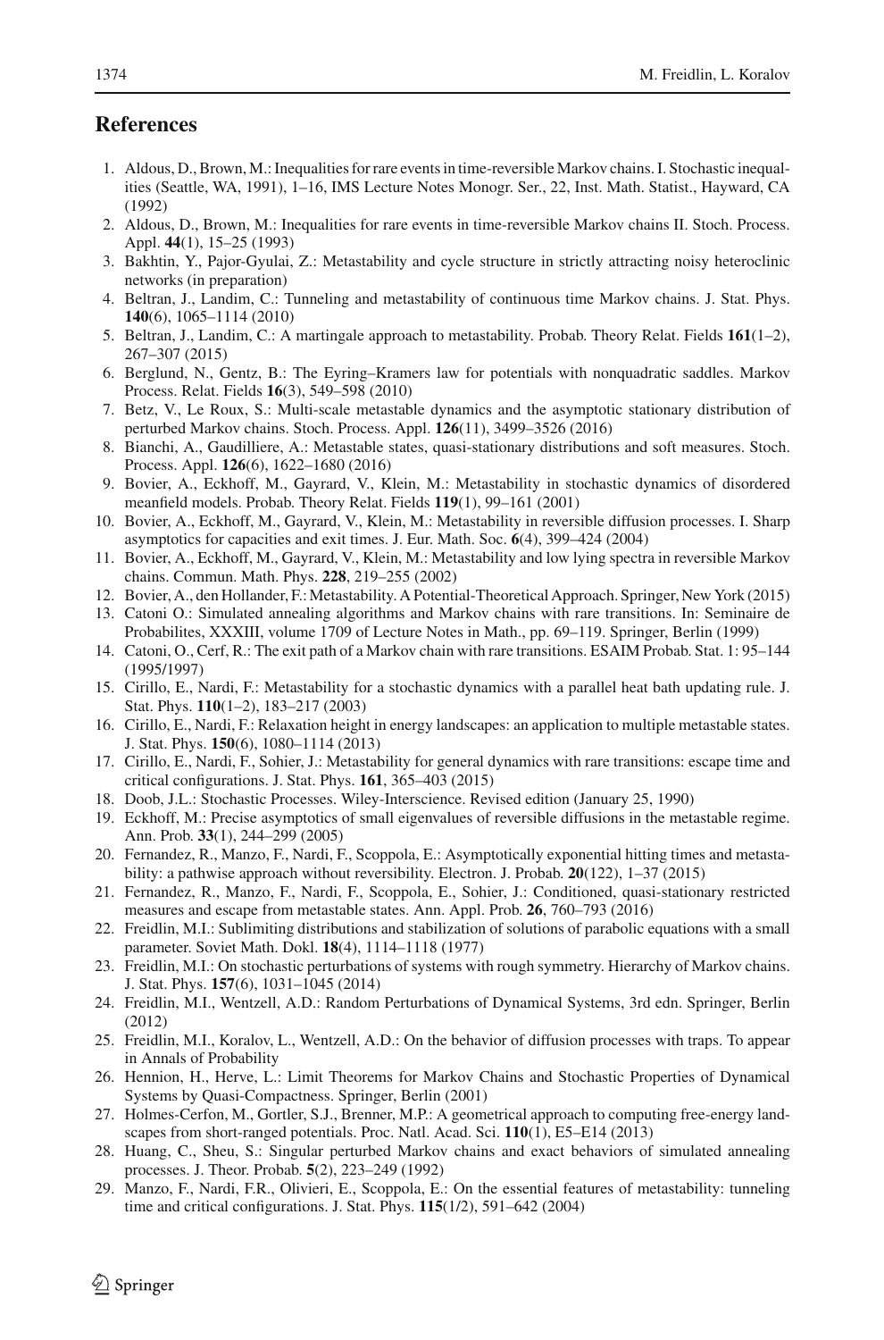## References

1. Aldous, D., Brown, M.: Inequalities for rare events in time-reversible Markov chains. I. Stochastic inequalities (Seattle, WA, 1991), 1–16, IMS Lecture Notes Monogr. Ser., 22, Inst. Math. Statist., Hayward, CA (1992)
2. Aldous, D., Brown, M.: Inequalities for rare events in time-reversible Markov chains II. Stoch. Process. Appl. **44**(1), 15–25 (1993)
3. Bakhtin, Y., Pajor-Gyulai, Z.: Metastability and cycle structure in strictly attracting noisy heteroclinic networks (in preparation)
4. Beltran, J., Landim, C.: Tunneling and metastability of continuous time Markov chains. J. Stat. Phys. **140**(6), 1065–1114 (2010)
5. Beltran, J., Landim, C.: A martingale approach to metastability. Probab. Theory Relat. Fields **161**(1–2), 267–307 (2015)
6. Berglund, N., Gentz, B.: The Eyring–Kramers law for potentials with nonquadratic saddles. Markov Process. Relat. Fields **16**(3), 549–598 (2010)
7. Betz, V., Le Roux, S.: Multi-scale metastable dynamics and the asymptotic stationary distribution of perturbed Markov chains. Stoch. Process. Appl. **126**(11), 3499–3526 (2016)
8. Bianchi, A., Gaudilliere, A.: Metastable states, quasi-stationary distributions and soft measures. Stoch. Process. Appl. **126**(6), 1622–1680 (2016)
9. Bovier, A., Eckhoff, M., Gayrard, V., Klein, M.: Metastability in stochastic dynamics of disordered meanfield models. Probab. Theory Relat. Fields **119**(1), 99–161 (2001)
10. Bovier, A., Eckhoff, M., Gayrard, V., Klein, M.: Metastability in reversible diffusion processes. I. Sharp asymptotics for capacities and exit times. J. Eur. Math. Soc. **6**(4), 399–424 (2004)
11. Bovier, A., Eckhoff, M., Gayrard, V., Klein, M.: Metastability and low lying spectra in reversible Markov chains. Commun. Math. Phys. **228**, 219–255 (2002)
12. Bovier, A., den Hollander, F.: Metastability. A Potential-Theoretical Approach. Springer, New York (2015)
13. Catoni O.: Simulated annealing algorithms and Markov chains with rare transitions. In: Seminaire de Probabilites, XXXIII, volume 1709 of Lecture Notes in Math., pp. 69–119. Springer, Berlin (1999)
14. Catoni, O., Cerf, R.: The exit path of a Markov chain with rare transitions. ESAIM Probab. Stat. 1: 95–144 (1995/1997)
15. Cirillo, E., Nardi, F.: Metastability for a stochastic dynamics with a parallel heat bath updating rule. J. Stat. Phys. **110**(1–2), 183–217 (2003)
16. Cirillo, E., Nardi, F.: Relaxation height in energy landscapes: an application to multiple metastable states. J. Stat. Phys. **150**(6), 1080–1114 (2013)
17. Cirillo, E., Nardi, F., Sohier, J.: Metastability for general dynamics with rare transitions: escape time and critical configurations. J. Stat. Phys. **161**, 365–403 (2015)
18. Doob, J.L.: Stochastic Processes. Wiley-Interscience. Revised edition (January 25, 1990)
19. Eckhoff, M.: Precise asymptotics of small eigenvalues of reversible diffusions in the metastable regime. Ann. Prob. **33**(1), 244–299 (2005)
20. Fernandez, R., Manzo, F., Nardi, F., Scoppola, E.: Asymptotically exponential hitting times and metastability: a pathwise approach without reversibility. Electron. J. Probab. **20**(122), 1–37 (2015)
21. Fernandez, R., Manzo, F., Nardi, F., Scoppola, E., Sohier, J.: Conditioned, quasi-stationary restricted measures and escape from metastable states. Ann. Appl. Prob. **26**, 760–793 (2016)
22. Freidlin, M.I.: Sublimiting distributions and stabilization of solutions of parabolic equations with a small parameter. Soviet Math. Dokl. **18**(4), 1114–1118 (1977)
23. Freidlin, M.I.: On stochastic perturbations of systems with rough symmetry. Hierarchy of Markov chains. J. Stat. Phys. **157**(6), 1031–1045 (2014)
24. Freidlin, M.I., Wentzell, A.D.: Random Perturbations of Dynamical Systems, 3rd edn. Springer, Berlin (2012)
25. Freidlin, M.I., Koralov, L., Wentzell, A.D.: On the behavior of diffusion processes with traps. To appear in Annals of Probability
26. Hennion, H., Herve, L.: Limit Theorems for Markov Chains and Stochastic Properties of Dynamical Systems by Quasi-Compactness. Springer, Berlin (2001)
27. Holmes-Cerfon, M., Gortler, S.J., Brenner, M.P.: A geometrical approach to computing free-energy landscapes from short-ranged potentials. Proc. Natl. Acad. Sci. **110**(1), E5–E14 (2013)
28. Huang, C., Sheu, S.: Singular perturbed Markov chains and exact behaviors of simulated annealing processes. J. Theor. Probab. **5**(2), 223–249 (1992)
29. Manzo, F., Nardi, F.R., Olivieri, E., Scoppola, E.: On the essential features of metastability: tunneling time and critical configurations. J. Stat. Phys. **115**(1/2), 591–642 (2004)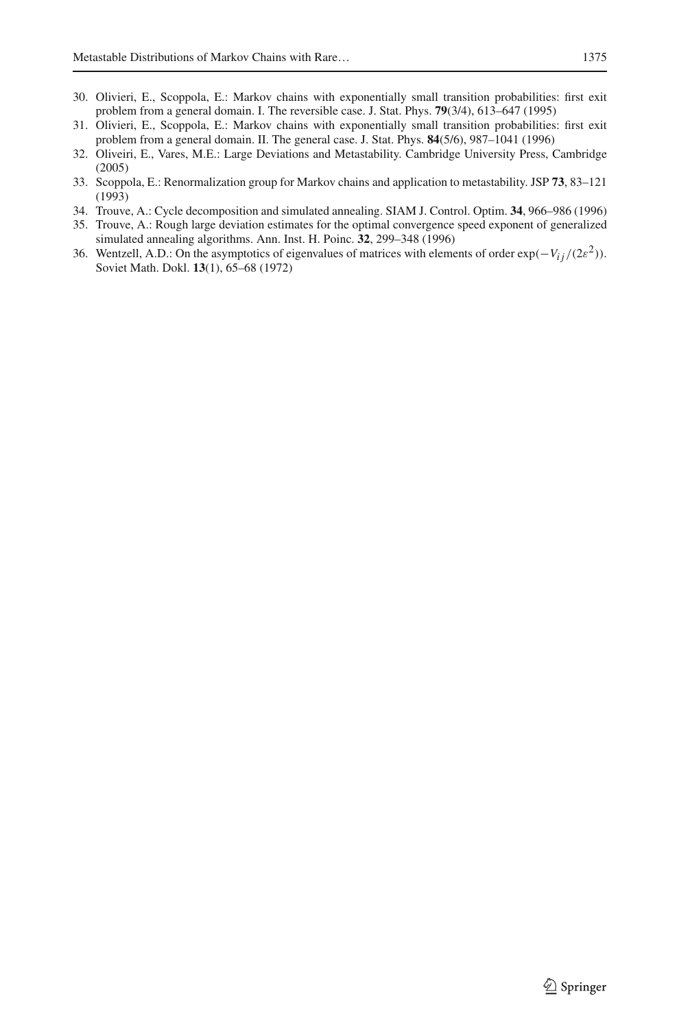30. Olivieri, E., Scoppola, E.: Markov chains with exponentially small transition probabilities: first exit problem from a general domain. I. The reversible case. J. Stat. Phys. **79**(3/4), 613–647 (1995)
31. Olivieri, E., Scoppola, E.: Markov chains with exponentially small transition probabilities: first exit problem from a general domain. II. The general case. J. Stat. Phys. **84**(5/6), 987–1041 (1996)
32. Oliveiri, E., Vares, M.E.: Large Deviations and Metastability. Cambridge University Press, Cambridge (2005)
33. Scoppola, E.: Renormalization group for Markov chains and application to metastability. JSP **73**, 83–121 (1993)
34. Trouve, A.: Cycle decomposition and simulated annealing. SIAM J. Control. Optim. **34**, 966–986 (1996)
35. Trouve, A.: Rough large deviation estimates for the optimal convergence speed exponent of generalized simulated annealing algorithms. Ann. Inst. H. Poinc. **32**, 299–348 (1996)
36. Wentzell, A.D.: On the asymptotics of eigenvalues of matrices with elements of order $\exp(-V_{ij}/(2\varepsilon^2))$. Soviet Math. Dokl. **13**(1), 65–68 (1972)